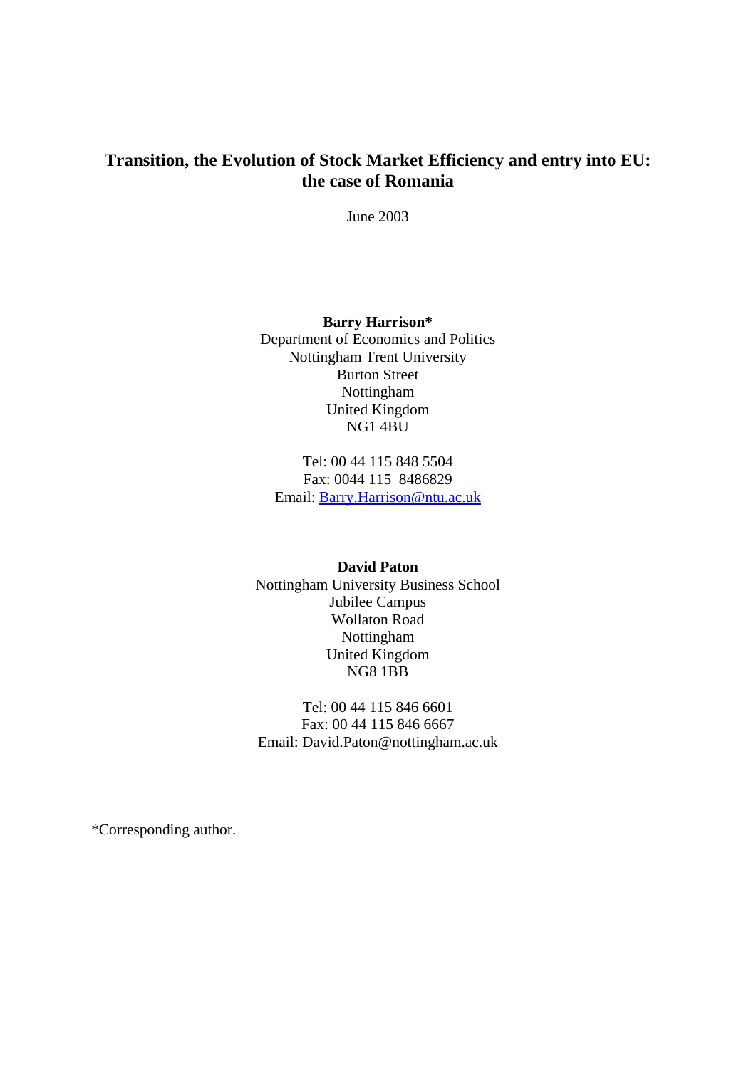# Transition, the Evolution of Stock Market Efficiency and entry into EU: the case of Romania

June 2003

**Barry Harrison***
Department of Economics and Politics
Nottingham Trent University
Burton Street
Nottingham
United Kingdom
NG1 4BU

Tel: 00 44 115 848 5504
Fax: 0044 115 8486829
Email: Barry.Harrison@ntu.ac.uk

**David Paton**
Nottingham University Business School
Jubilee Campus
Wollaton Road
Nottingham
United Kingdom
NG8 1BB

Tel: 00 44 115 846 6601
Fax: 00 44 115 846 6667
Email: David.Paton@nottingham.ac.uk

*Corresponding author.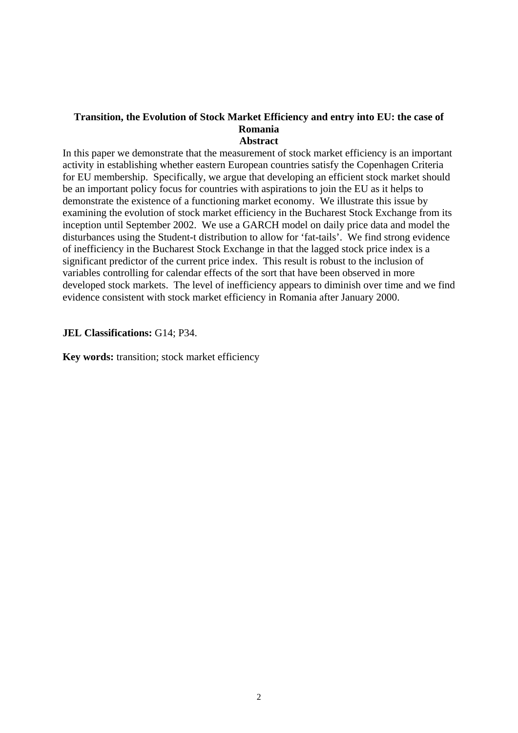# Transition, the Evolution of Stock Market Efficiency and entry into EU: the case of Romania

## Abstract

In this paper we demonstrate that the measurement of stock market efficiency is an important activity in establishing whether eastern European countries satisfy the Copenhagen Criteria for EU membership. Specifically, we argue that developing an efficient stock market should be an important policy focus for countries with aspirations to join the EU as it helps to demonstrate the existence of a functioning market economy. We illustrate this issue by examining the evolution of stock market efficiency in the Bucharest Stock Exchange from its inception until September 2002. We use a GARCH model on daily price data and model the disturbances using the Student-t distribution to allow for 'fat-tails'. We find strong evidence of inefficiency in the Bucharest Stock Exchange in that the lagged stock price index is a significant predictor of the current price index. This result is robust to the inclusion of variables controlling for calendar effects of the sort that have been observed in more developed stock markets. The level of inefficiency appears to diminish over time and we find evidence consistent with stock market efficiency in Romania after January 2000.

**JEL Classifications:** G14; P34.

**Key words:** transition; stock market efficiency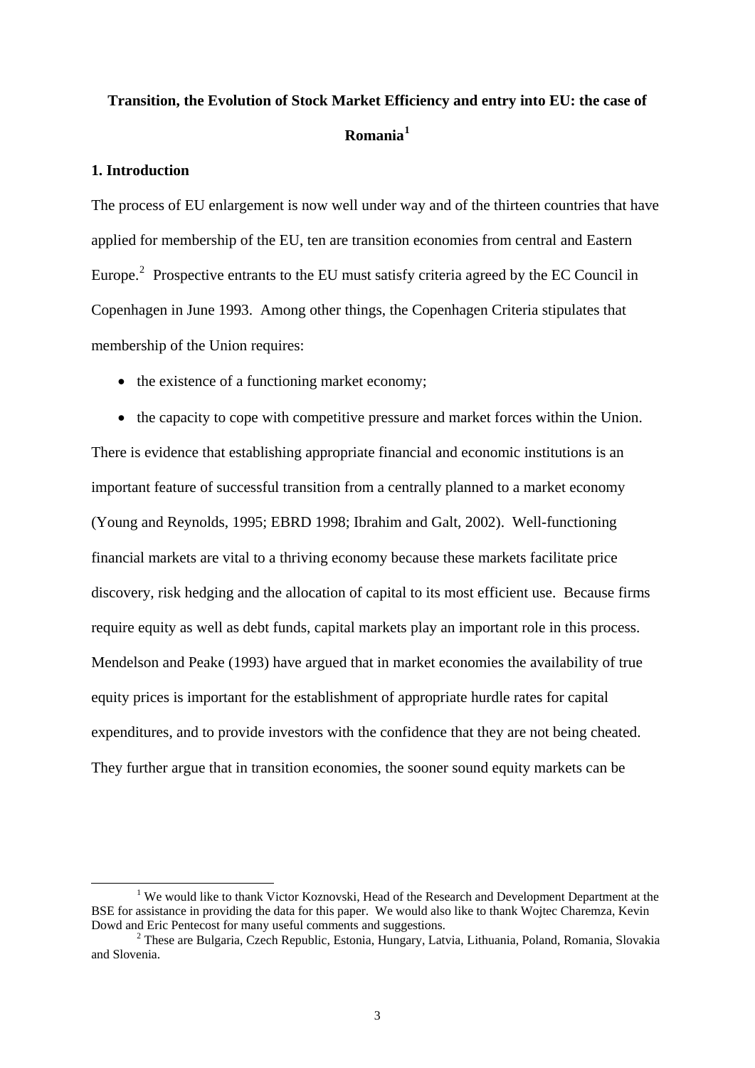**Transition, the Evolution of Stock Market Efficiency and entry into EU: the case of Romania**[1]

## 1. Introduction

The process of EU enlargement is now well under way and of the thirteen countries that have applied for membership of the EU, ten are transition economies from central and Eastern Europe.[2] Prospective entrants to the EU must satisfy criteria agreed by the EC Council in Copenhagen in June 1993. Among other things, the Copenhagen Criteria stipulates that membership of the Union requires:

- the existence of a functioning market economy;
- the capacity to cope with competitive pressure and market forces within the Union.

There is evidence that establishing appropriate financial and economic institutions is an important feature of successful transition from a centrally planned to a market economy (Young and Reynolds, 1995; EBRD 1998; Ibrahim and Galt, 2002). Well-functioning financial markets are vital to a thriving economy because these markets facilitate price discovery, risk hedging and the allocation of capital to its most efficient use. Because firms require equity as well as debt funds, capital markets play an important role in this process. Mendelson and Peake (1993) have argued that in market economies the availability of true equity prices is important for the establishment of appropriate hurdle rates for capital expenditures, and to provide investors with the confidence that they are not being cheated. They further argue that in transition economies, the sooner sound equity markets can be

---

[1] We would like to thank Victor Koznovski, Head of the Research and Development Department at the BSE for assistance in providing the data for this paper. We would also like to thank Wojtec Charemza, Kevin Dowd and Eric Pentecost for many useful comments and suggestions.

[2] These are Bulgaria, Czech Republic, Estonia, Hungary, Latvia, Lithuania, Poland, Romania, Slovakia and Slovenia.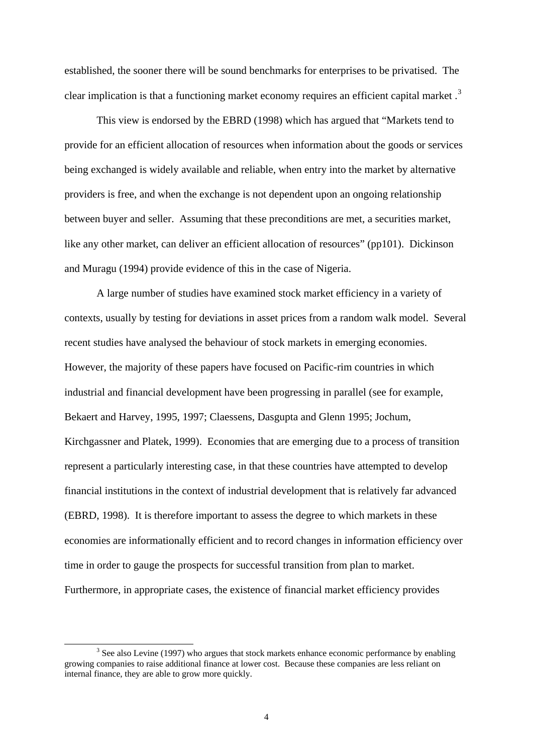established, the sooner there will be sound benchmarks for enterprises to be privatised. The clear implication is that a functioning market economy requires an efficient capital market .[3]

This view is endorsed by the EBRD (1998) which has argued that "Markets tend to provide for an efficient allocation of resources when information about the goods or services being exchanged is widely available and reliable, when entry into the market by alternative providers is free, and when the exchange is not dependent upon an ongoing relationship between buyer and seller. Assuming that these preconditions are met, a securities market, like any other market, can deliver an efficient allocation of resources" (pp101). Dickinson and Muragu (1994) provide evidence of this in the case of Nigeria.

A large number of studies have examined stock market efficiency in a variety of contexts, usually by testing for deviations in asset prices from a random walk model. Several recent studies have analysed the behaviour of stock markets in emerging economies. However, the majority of these papers have focused on Pacific-rim countries in which industrial and financial development have been progressing in parallel (see for example, Bekaert and Harvey, 1995, 1997; Claessens, Dasgupta and Glenn 1995; Jochum, Kirchgassner and Platek, 1999). Economies that are emerging due to a process of transition represent a particularly interesting case, in that these countries have attempted to develop financial institutions in the context of industrial development that is relatively far advanced (EBRD, 1998). It is therefore important to assess the degree to which markets in these economies are informationally efficient and to record changes in information efficiency over time in order to gauge the prospects for successful transition from plan to market. Furthermore, in appropriate cases, the existence of financial market efficiency provides

[3] See also Levine (1997) who argues that stock markets enhance economic performance by enabling growing companies to raise additional finance at lower cost. Because these companies are less reliant on internal finance, they are able to grow more quickly.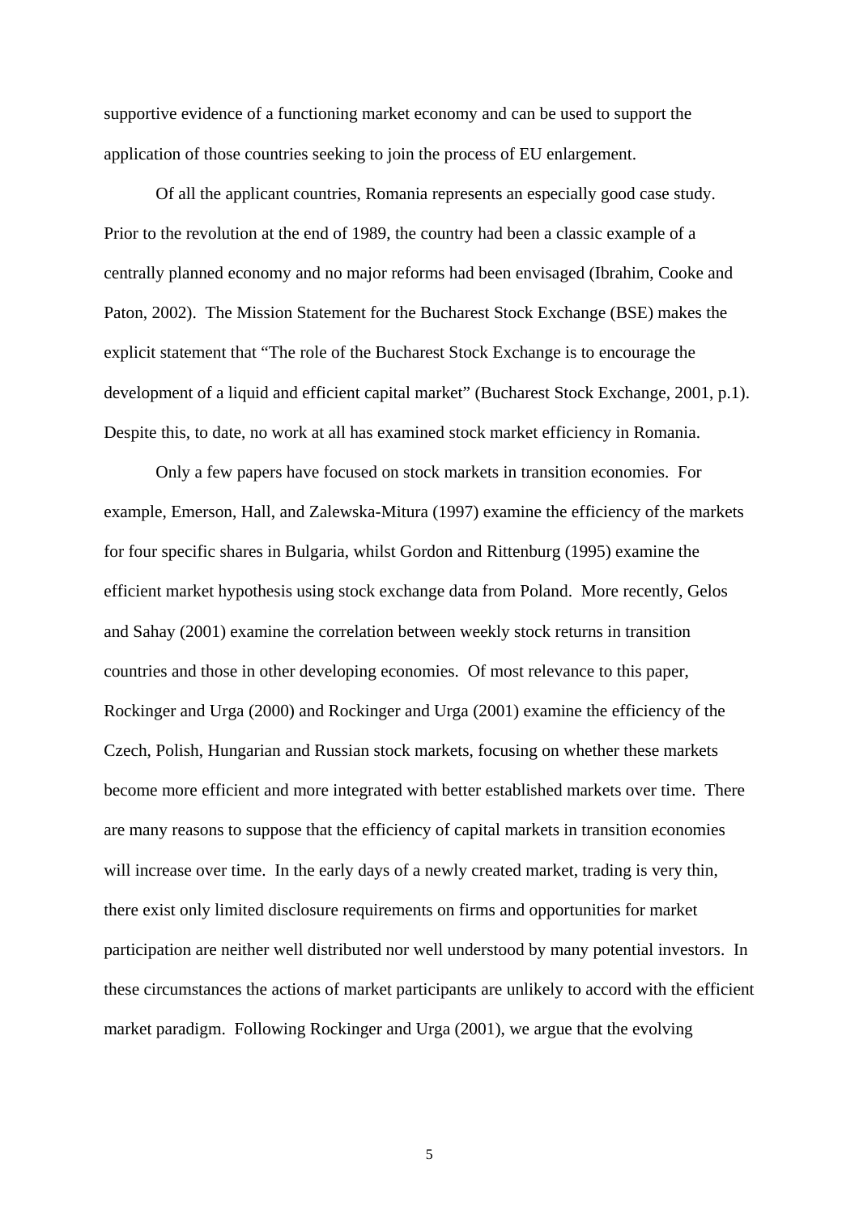supportive evidence of a functioning market economy and can be used to support the application of those countries seeking to join the process of EU enlargement.

Of all the applicant countries, Romania represents an especially good case study. Prior to the revolution at the end of 1989, the country had been a classic example of a centrally planned economy and no major reforms had been envisaged (Ibrahim, Cooke and Paton, 2002). The Mission Statement for the Bucharest Stock Exchange (BSE) makes the explicit statement that "The role of the Bucharest Stock Exchange is to encourage the development of a liquid and efficient capital market" (Bucharest Stock Exchange, 2001, p.1). Despite this, to date, no work at all has examined stock market efficiency in Romania.

Only a few papers have focused on stock markets in transition economies. For example, Emerson, Hall, and Zalewska-Mitura (1997) examine the efficiency of the markets for four specific shares in Bulgaria, whilst Gordon and Rittenburg (1995) examine the efficient market hypothesis using stock exchange data from Poland. More recently, Gelos and Sahay (2001) examine the correlation between weekly stock returns in transition countries and those in other developing economies. Of most relevance to this paper, Rockinger and Urga (2000) and Rockinger and Urga (2001) examine the efficiency of the Czech, Polish, Hungarian and Russian stock markets, focusing on whether these markets become more efficient and more integrated with better established markets over time. There are many reasons to suppose that the efficiency of capital markets in transition economies will increase over time. In the early days of a newly created market, trading is very thin, there exist only limited disclosure requirements on firms and opportunities for market participation are neither well distributed nor well understood by many potential investors. In these circumstances the actions of market participants are unlikely to accord with the efficient market paradigm. Following Rockinger and Urga (2001), we argue that the evolving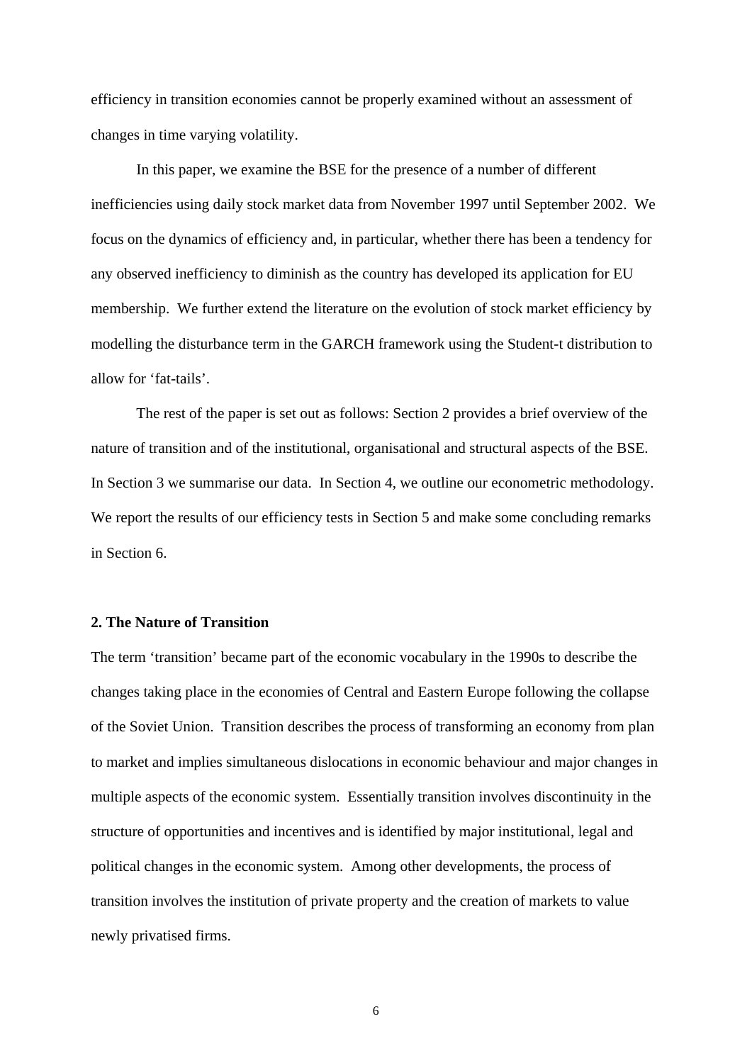efficiency in transition economies cannot be properly examined without an assessment of changes in time varying volatility.

In this paper, we examine the BSE for the presence of a number of different inefficiencies using daily stock market data from November 1997 until September 2002. We focus on the dynamics of efficiency and, in particular, whether there has been a tendency for any observed inefficiency to diminish as the country has developed its application for EU membership. We further extend the literature on the evolution of stock market efficiency by modelling the disturbance term in the GARCH framework using the Student-t distribution to allow for 'fat-tails'.

The rest of the paper is set out as follows: Section 2 provides a brief overview of the nature of transition and of the institutional, organisational and structural aspects of the BSE. In Section 3 we summarise our data. In Section 4, we outline our econometric methodology. We report the results of our efficiency tests in Section 5 and make some concluding remarks in Section 6.

## 2. The Nature of Transition

The term 'transition' became part of the economic vocabulary in the 1990s to describe the changes taking place in the economies of Central and Eastern Europe following the collapse of the Soviet Union. Transition describes the process of transforming an economy from plan to market and implies simultaneous dislocations in economic behaviour and major changes in multiple aspects of the economic system. Essentially transition involves discontinuity in the structure of opportunities and incentives and is identified by major institutional, legal and political changes in the economic system. Among other developments, the process of transition involves the institution of private property and the creation of markets to value newly privatised firms.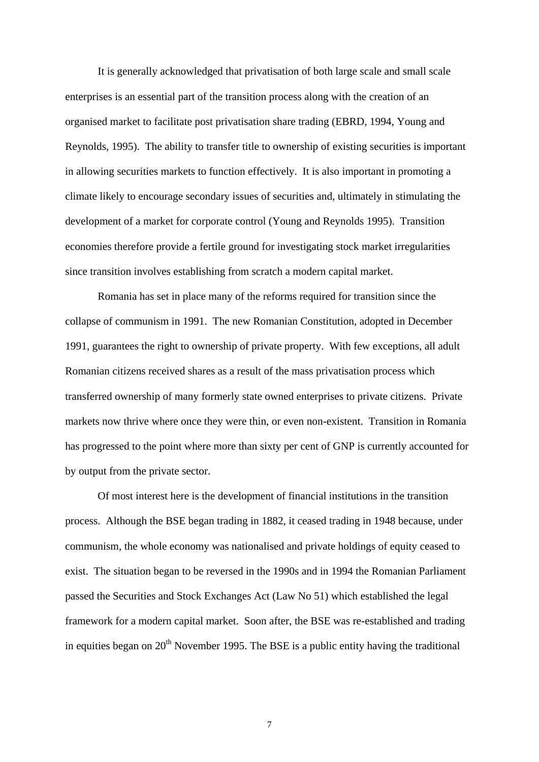It is generally acknowledged that privatisation of both large scale and small scale enterprises is an essential part of the transition process along with the creation of an organised market to facilitate post privatisation share trading (EBRD, 1994, Young and Reynolds, 1995). The ability to transfer title to ownership of existing securities is important in allowing securities markets to function effectively. It is also important in promoting a climate likely to encourage secondary issues of securities and, ultimately in stimulating the development of a market for corporate control (Young and Reynolds 1995). Transition economies therefore provide a fertile ground for investigating stock market irregularities since transition involves establishing from scratch a modern capital market.

Romania has set in place many of the reforms required for transition since the collapse of communism in 1991. The new Romanian Constitution, adopted in December 1991, guarantees the right to ownership of private property. With few exceptions, all adult Romanian citizens received shares as a result of the mass privatisation process which transferred ownership of many formerly state owned enterprises to private citizens. Private markets now thrive where once they were thin, or even non-existent. Transition in Romania has progressed to the point where more than sixty per cent of GNP is currently accounted for by output from the private sector.

Of most interest here is the development of financial institutions in the transition process. Although the BSE began trading in 1882, it ceased trading in 1948 because, under communism, the whole economy was nationalised and private holdings of equity ceased to exist. The situation began to be reversed in the 1990s and in 1994 the Romanian Parliament passed the Securities and Stock Exchanges Act (Law No 51) which established the legal framework for a modern capital market. Soon after, the BSE was re-established and trading in equities began on 20th November 1995. The BSE is a public entity having the traditional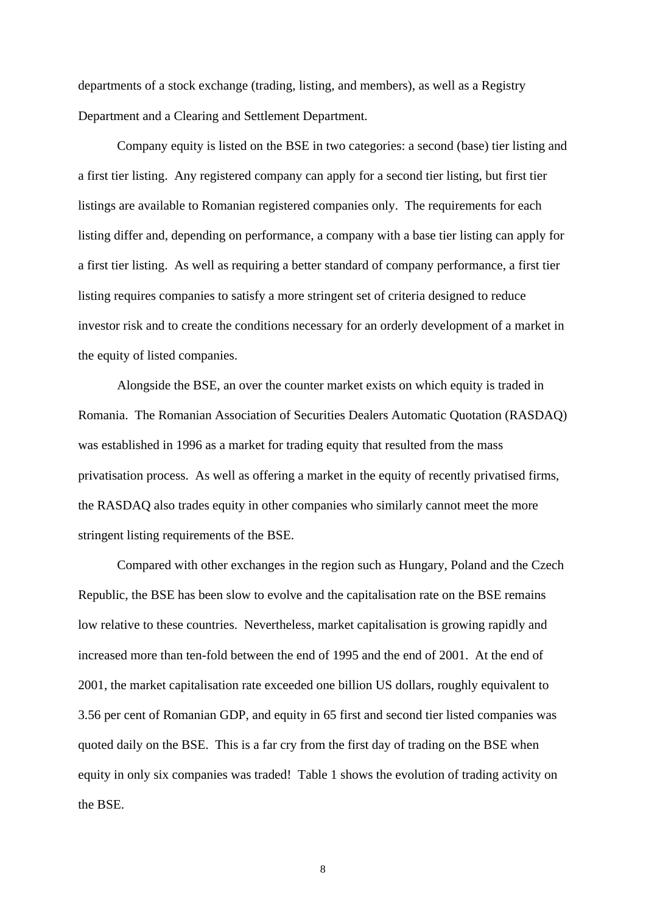departments of a stock exchange (trading, listing, and members), as well as a Registry Department and a Clearing and Settlement Department.

Company equity is listed on the BSE in two categories: a second (base) tier listing and a first tier listing. Any registered company can apply for a second tier listing, but first tier listings are available to Romanian registered companies only. The requirements for each listing differ and, depending on performance, a company with a base tier listing can apply for a first tier listing. As well as requiring a better standard of company performance, a first tier listing requires companies to satisfy a more stringent set of criteria designed to reduce investor risk and to create the conditions necessary for an orderly development of a market in the equity of listed companies.

Alongside the BSE, an over the counter market exists on which equity is traded in Romania. The Romanian Association of Securities Dealers Automatic Quotation (RASDAQ) was established in 1996 as a market for trading equity that resulted from the mass privatisation process. As well as offering a market in the equity of recently privatised firms, the RASDAQ also trades equity in other companies who similarly cannot meet the more stringent listing requirements of the BSE.

Compared with other exchanges in the region such as Hungary, Poland and the Czech Republic, the BSE has been slow to evolve and the capitalisation rate on the BSE remains low relative to these countries. Nevertheless, market capitalisation is growing rapidly and increased more than ten-fold between the end of 1995 and the end of 2001. At the end of 2001, the market capitalisation rate exceeded one billion US dollars, roughly equivalent to 3.56 per cent of Romanian GDP, and equity in 65 first and second tier listed companies was quoted daily on the BSE. This is a far cry from the first day of trading on the BSE when equity in only six companies was traded! Table 1 shows the evolution of trading activity on the BSE.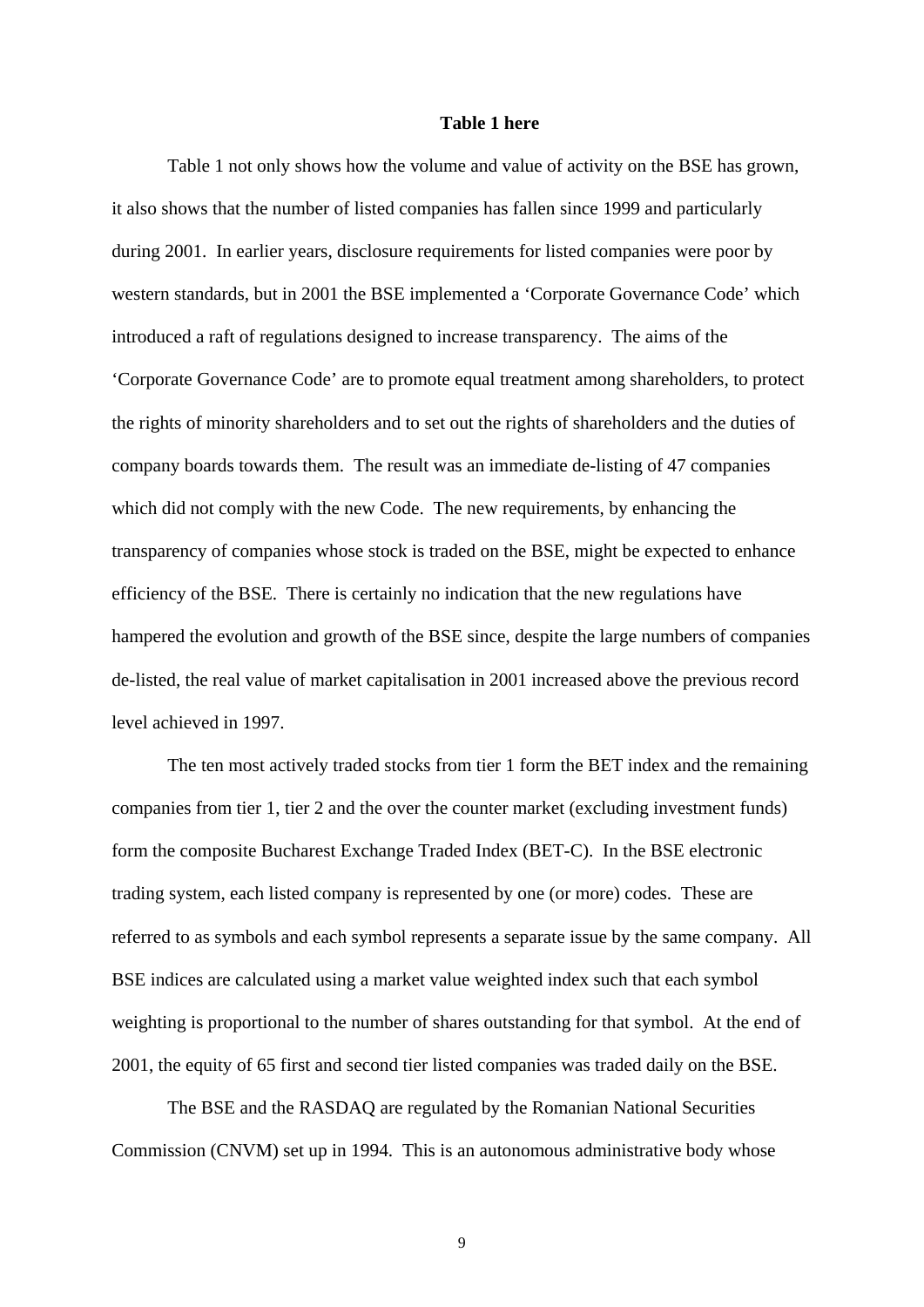**Table 1 here**

Table 1 not only shows how the volume and value of activity on the BSE has grown, it also shows that the number of listed companies has fallen since 1999 and particularly during 2001. In earlier years, disclosure requirements for listed companies were poor by western standards, but in 2001 the BSE implemented a 'Corporate Governance Code' which introduced a raft of regulations designed to increase transparency. The aims of the 'Corporate Governance Code' are to promote equal treatment among shareholders, to protect the rights of minority shareholders and to set out the rights of shareholders and the duties of company boards towards them. The result was an immediate de-listing of 47 companies which did not comply with the new Code. The new requirements, by enhancing the transparency of companies whose stock is traded on the BSE, might be expected to enhance efficiency of the BSE. There is certainly no indication that the new regulations have hampered the evolution and growth of the BSE since, despite the large numbers of companies de-listed, the real value of market capitalisation in 2001 increased above the previous record level achieved in 1997.

The ten most actively traded stocks from tier 1 form the BET index and the remaining companies from tier 1, tier 2 and the over the counter market (excluding investment funds) form the composite Bucharest Exchange Traded Index (BET-C). In the BSE electronic trading system, each listed company is represented by one (or more) codes. These are referred to as symbols and each symbol represents a separate issue by the same company. All BSE indices are calculated using a market value weighted index such that each symbol weighting is proportional to the number of shares outstanding for that symbol. At the end of 2001, the equity of 65 first and second tier listed companies was traded daily on the BSE.

The BSE and the RASDAQ are regulated by the Romanian National Securities Commission (CNVM) set up in 1994. This is an autonomous administrative body whose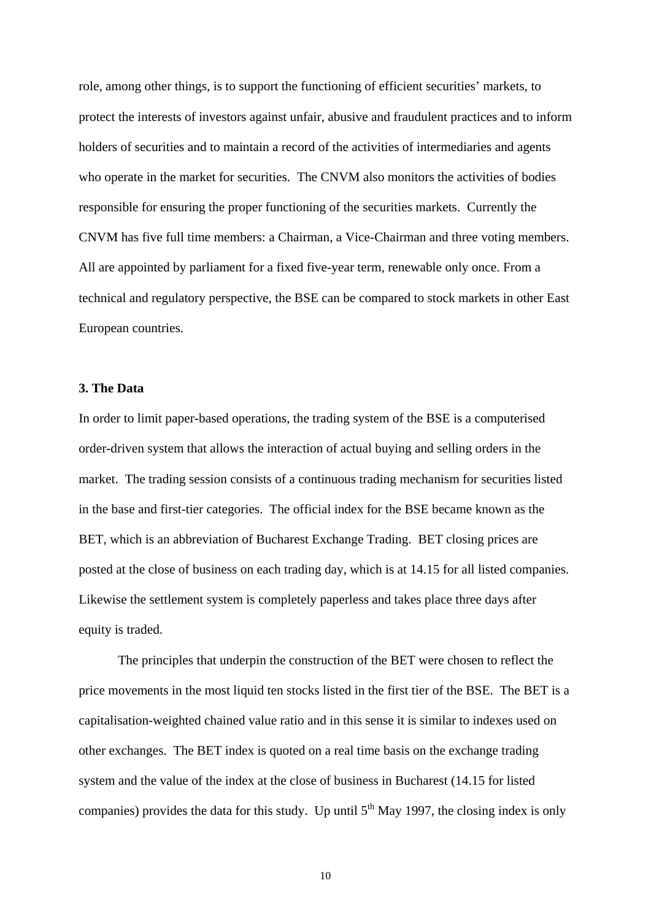role, among other things, is to support the functioning of efficient securities' markets, to protect the interests of investors against unfair, abusive and fraudulent practices and to inform holders of securities and to maintain a record of the activities of intermediaries and agents who operate in the market for securities. The CNVM also monitors the activities of bodies responsible for ensuring the proper functioning of the securities markets. Currently the CNVM has five full time members: a Chairman, a Vice-Chairman and three voting members. All are appointed by parliament for a fixed five-year term, renewable only once. From a technical and regulatory perspective, the BSE can be compared to stock markets in other East European countries.

## 3. The Data

In order to limit paper-based operations, the trading system of the BSE is a computerised order-driven system that allows the interaction of actual buying and selling orders in the market. The trading session consists of a continuous trading mechanism for securities listed in the base and first-tier categories. The official index for the BSE became known as the BET, which is an abbreviation of Bucharest Exchange Trading. BET closing prices are posted at the close of business on each trading day, which is at 14.15 for all listed companies. Likewise the settlement system is completely paperless and takes place three days after equity is traded.

The principles that underpin the construction of the BET were chosen to reflect the price movements in the most liquid ten stocks listed in the first tier of the BSE. The BET is a capitalisation-weighted chained value ratio and in this sense it is similar to indexes used on other exchanges. The BET index is quoted on a real time basis on the exchange trading system and the value of the index at the close of business in Bucharest (14.15 for listed companies) provides the data for this study. Up until 5th May 1997, the closing index is only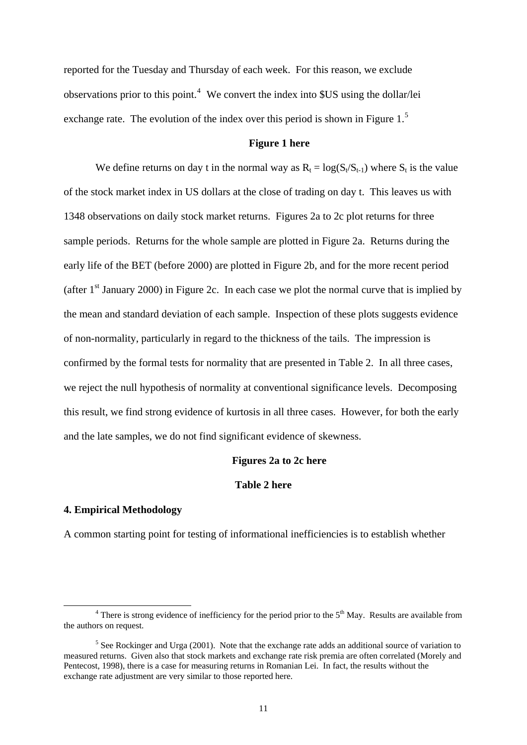reported for the Tuesday and Thursday of each week. For this reason, we exclude observations prior to this point.[4] We convert the index into $US using the dollar/lei exchange rate. The evolution of the index over this period is shown in Figure 1.[5]

**Figure 1 here**

We define returns on day t in the normal way as $R_t = \log(S_t/S_{t-1})$ where $S_t$ is the value of the stock market index in US dollars at the close of trading on day t. This leaves us with 1348 observations on daily stock market returns. Figures 2a to 2c plot returns for three sample periods. Returns for the whole sample are plotted in Figure 2a. Returns during the early life of the BET (before 2000) are plotted in Figure 2b, and for the more recent period (after 1st January 2000) in Figure 2c. In each case we plot the normal curve that is implied by the mean and standard deviation of each sample. Inspection of these plots suggests evidence of non-normality, particularly in regard to the thickness of the tails. The impression is confirmed by the formal tests for normality that are presented in Table 2. In all three cases, we reject the null hypothesis of normality at conventional significance levels. Decomposing this result, we find strong evidence of kurtosis in all three cases. However, for both the early and the late samples, we do not find significant evidence of skewness.

**Figures 2a to 2c here**

**Table 2 here**

## 4. Empirical Methodology

A common starting point for testing of informational inefficiencies is to establish whether

---

[4] There is strong evidence of inefficiency for the period prior to the 5th May. Results are available from the authors on request.

[5] See Rockinger and Urga (2001). Note that the exchange rate adds an additional source of variation to measured returns. Given also that stock markets and exchange rate risk premia are often correlated (Morely and Pentecost, 1998), there is a case for measuring returns in Romanian Lei. In fact, the results without the exchange rate adjustment are very similar to those reported here.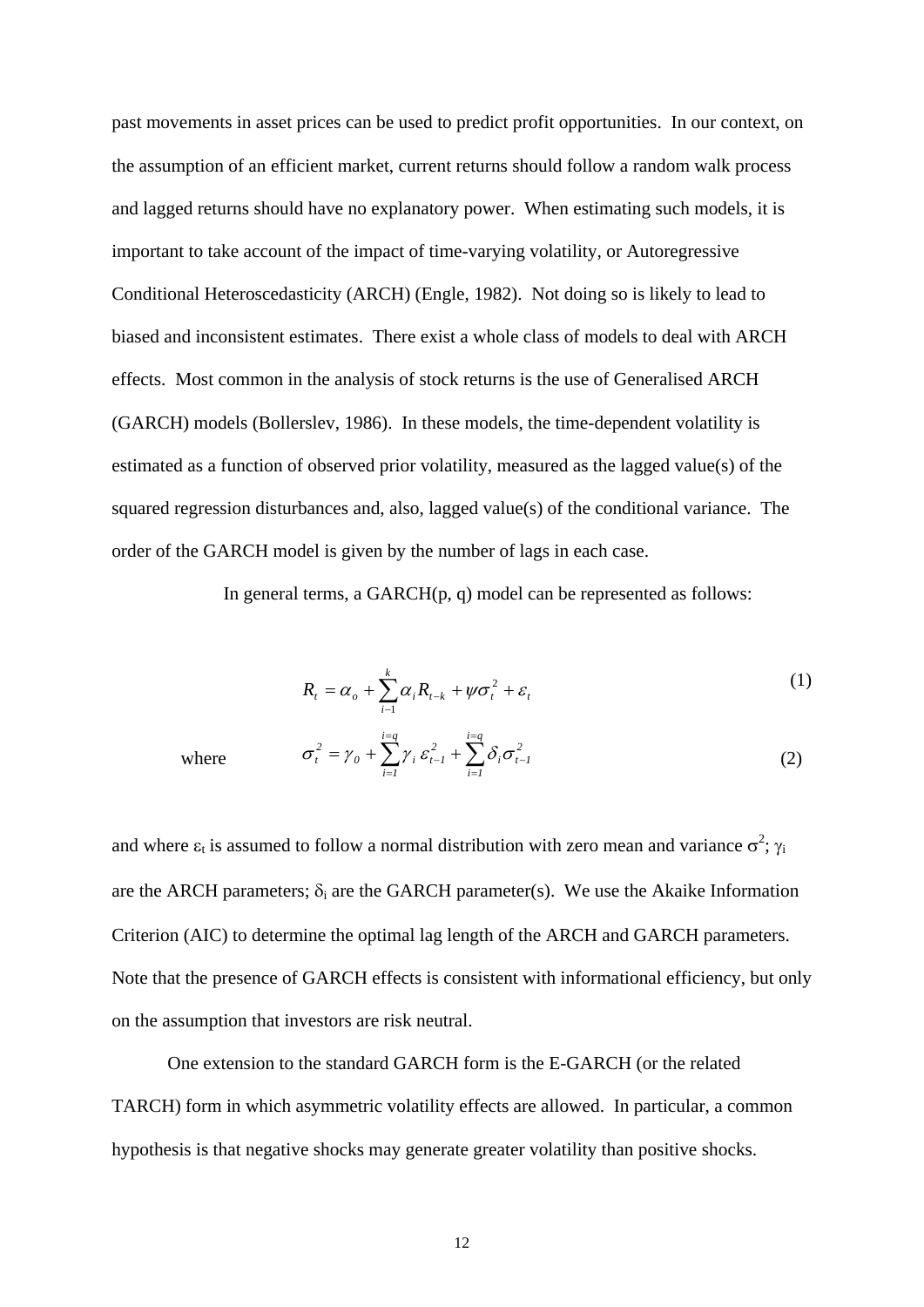past movements in asset prices can be used to predict profit opportunities. In our context, on the assumption of an efficient market, current returns should follow a random walk process and lagged returns should have no explanatory power. When estimating such models, it is important to take account of the impact of time-varying volatility, or Autoregressive Conditional Heteroscedasticity (ARCH) (Engle, 1982). Not doing so is likely to lead to biased and inconsistent estimates. There exist a whole class of models to deal with ARCH effects. Most common in the analysis of stock returns is the use of Generalised ARCH (GARCH) models (Bollerslev, 1986). In these models, the time-dependent volatility is estimated as a function of observed prior volatility, measured as the lagged value(s) of the squared regression disturbances and, also, lagged value(s) of the conditional variance. The order of the GARCH model is given by the number of lags in each case.

In general terms, a GARCH(p, q) model can be represented as follows:

$$R_t = \alpha_o + \sum_{i-1}^{k} \alpha_i R_{t-k} + \psi\sigma_t^2 + \varepsilon_t \tag{1}$$

where
$$\sigma_t^2 = \gamma_0 + \sum_{i=1}^{i=q} \gamma_i \,\varepsilon_{t-1}^2 + \sum_{i=1}^{i=q} \delta_i \sigma_{t-1}^2 \tag{2}$$

and where $\varepsilon_t$ is assumed to follow a normal distribution with zero mean and variance $\sigma^2$; $\gamma_i$ are the ARCH parameters; $\delta_i$ are the GARCH parameter(s). We use the Akaike Information Criterion (AIC) to determine the optimal lag length of the ARCH and GARCH parameters. Note that the presence of GARCH effects is consistent with informational efficiency, but only on the assumption that investors are risk neutral.

One extension to the standard GARCH form is the E-GARCH (or the related TARCH) form in which asymmetric volatility effects are allowed. In particular, a common hypothesis is that negative shocks may generate greater volatility than positive shocks.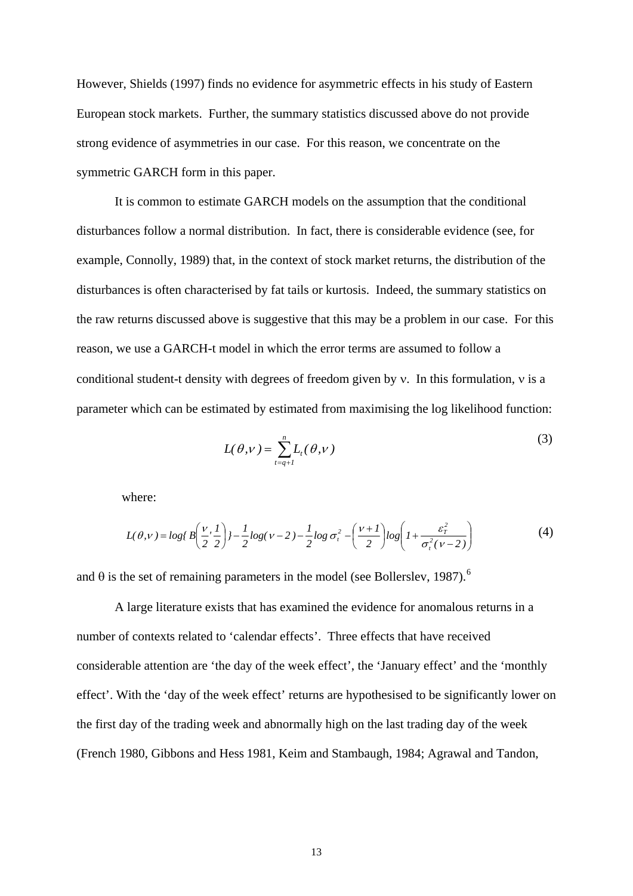However, Shields (1997) finds no evidence for asymmetric effects in his study of Eastern European stock markets. Further, the summary statistics discussed above do not provide strong evidence of asymmetries in our case. For this reason, we concentrate on the symmetric GARCH form in this paper.

It is common to estimate GARCH models on the assumption that the conditional disturbances follow a normal distribution. In fact, there is considerable evidence (see, for example, Connolly, 1989) that, in the context of stock market returns, the distribution of the disturbances is often characterised by fat tails or kurtosis. Indeed, the summary statistics on the raw returns discussed above is suggestive that this may be a problem in our case. For this reason, we use a GARCH-t model in which the error terms are assumed to follow a conditional student-t density with degrees of freedom given by $\nu$. In this formulation, $\nu$ is a parameter which can be estimated by estimated from maximising the log likelihood function:

$$L(\theta,\nu) = \sum_{t=q+1}^{n} L_t(\theta,\nu) \tag{3}$$

where:

$$L(\theta,\nu) = log\{\, B\left(\frac{\nu}{2},\frac{1}{2}\right)\} - \frac{1}{2}log(\nu-2) - \frac{1}{2}log\,\sigma_t^2 - \left(\frac{\nu+1}{2}\right)log\left(1+\frac{\varepsilon_T^2}{\sigma_t^2(\nu-2)}\right) \tag{4}$$

and $\theta$ is the set of remaining parameters in the model (see Bollerslev, 1987).[6]

A large literature exists that has examined the evidence for anomalous returns in a number of contexts related to 'calendar effects'. Three effects that have received considerable attention are 'the day of the week effect', the 'January effect' and the 'monthly effect'. With the 'day of the week effect' returns are hypothesised to be significantly lower on the first day of the trading week and abnormally high on the last trading day of the week (French 1980, Gibbons and Hess 1981, Keim and Stambaugh, 1984; Agrawal and Tandon,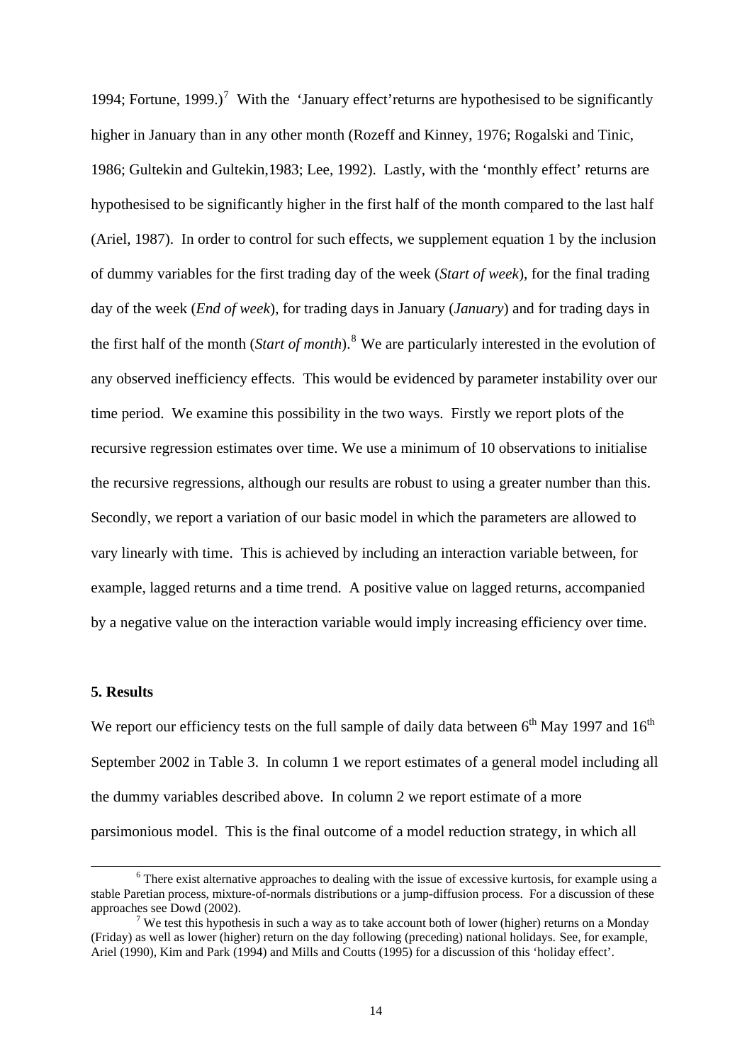1994; Fortune, 1999.)[7] With the 'January effect'returns are hypothesised to be significantly higher in January than in any other month (Rozeff and Kinney, 1976; Rogalski and Tinic, 1986; Gultekin and Gultekin,1983; Lee, 1992). Lastly, with the 'monthly effect' returns are hypothesised to be significantly higher in the first half of the month compared to the last half (Ariel, 1987). In order to control for such effects, we supplement equation 1 by the inclusion of dummy variables for the first trading day of the week (*Start of week*), for the final trading day of the week (*End of week*), for trading days in January (*January*) and for trading days in the first half of the month (*Start of month*).[8] We are particularly interested in the evolution of any observed inefficiency effects. This would be evidenced by parameter instability over our time period. We examine this possibility in the two ways. Firstly we report plots of the recursive regression estimates over time. We use a minimum of 10 observations to initialise the recursive regressions, although our results are robust to using a greater number than this. Secondly, we report a variation of our basic model in which the parameters are allowed to vary linearly with time. This is achieved by including an interaction variable between, for example, lagged returns and a time trend. A positive value on lagged returns, accompanied by a negative value on the interaction variable would imply increasing efficiency over time.

**5. Results**

We report our efficiency tests on the full sample of daily data between 6th May 1997 and 16th September 2002 in Table 3. In column 1 we report estimates of a general model including all the dummy variables described above. In column 2 we report estimate of a more parsimonious model. This is the final outcome of a model reduction strategy, in which all

---

[6] There exist alternative approaches to dealing with the issue of excessive kurtosis, for example using a stable Paretian process, mixture-of-normals distributions or a jump-diffusion process. For a discussion of these approaches see Dowd (2002).

[7] We test this hypothesis in such a way as to take account both of lower (higher) returns on a Monday (Friday) as well as lower (higher) return on the day following (preceding) national holidays. See, for example, Ariel (1990), Kim and Park (1994) and Mills and Coutts (1995) for a discussion of this 'holiday effect'.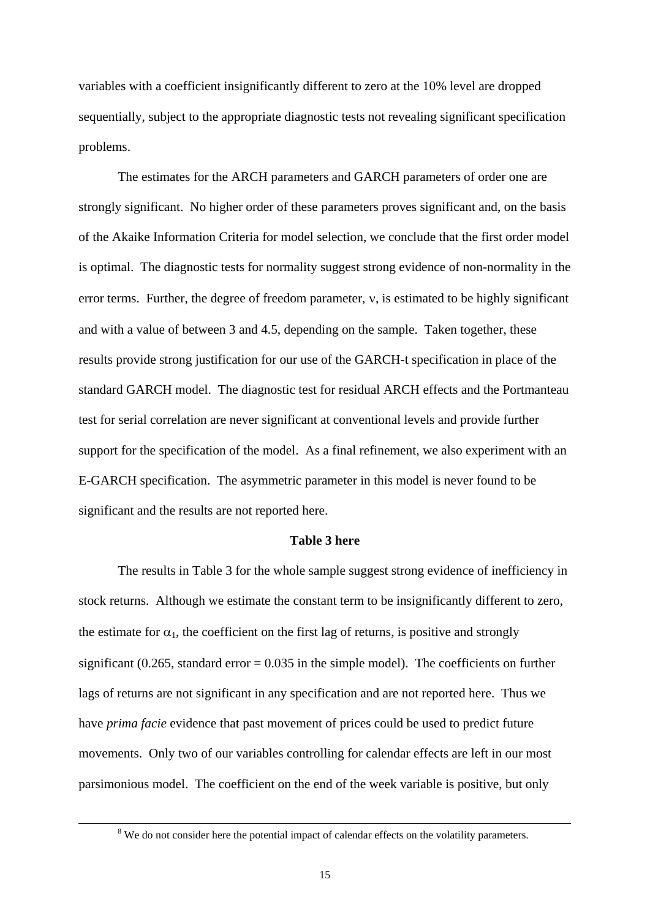variables with a coefficient insignificantly different to zero at the 10% level are dropped sequentially, subject to the appropriate diagnostic tests not revealing significant specification problems.

The estimates for the ARCH parameters and GARCH parameters of order one are strongly significant. No higher order of these parameters proves significant and, on the basis of the Akaike Information Criteria for model selection, we conclude that the first order model is optimal. The diagnostic tests for normality suggest strong evidence of non-normality in the error terms. Further, the degree of freedom parameter, $\nu$, is estimated to be highly significant and with a value of between 3 and 4.5, depending on the sample. Taken together, these results provide strong justification for our use of the GARCH-t specification in place of the standard GARCH model. The diagnostic test for residual ARCH effects and the Portmanteau test for serial correlation are never significant at conventional levels and provide further support for the specification of the model. As a final refinement, we also experiment with an E-GARCH specification. The asymmetric parameter in this model is never found to be significant and the results are not reported here.

**Table 3 here**

The results in Table 3 for the whole sample suggest strong evidence of inefficiency in stock returns. Although we estimate the constant term to be insignificantly different to zero, the estimate for $\alpha_1$, the coefficient on the first lag of returns, is positive and strongly significant (0.265, standard error = 0.035 in the simple model). The coefficients on further lags of returns are not significant in any specification and are not reported here. Thus we have *prima facie* evidence that past movement of prices could be used to predict future movements. Only two of our variables controlling for calendar effects are left in our most parsimonious model. The coefficient on the end of the week variable is positive, but only

[8] We do not consider here the potential impact of calendar effects on the volatility parameters.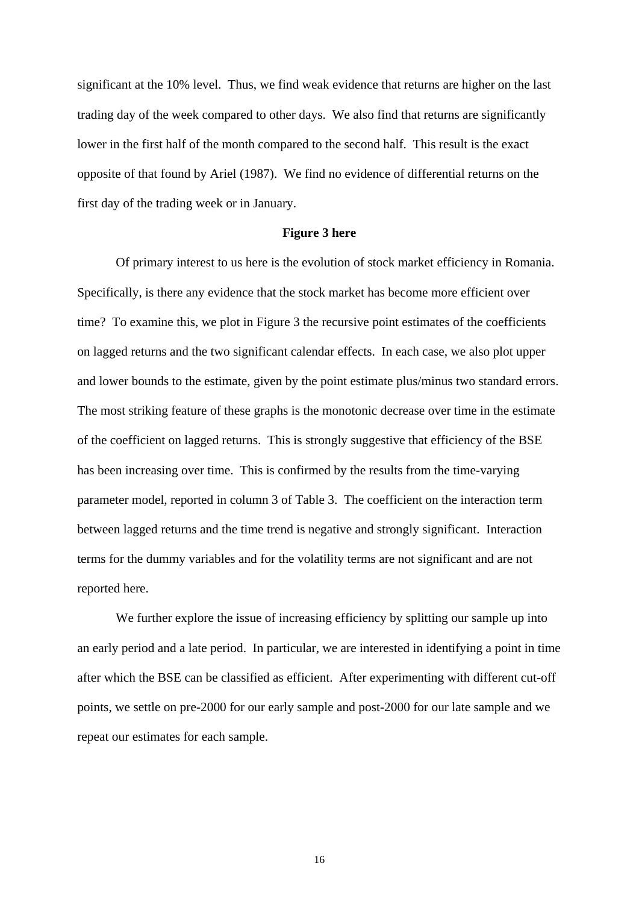significant at the 10% level. Thus, we find weak evidence that returns are higher on the last trading day of the week compared to other days. We also find that returns are significantly lower in the first half of the month compared to the second half. This result is the exact opposite of that found by Ariel (1987). We find no evidence of differential returns on the first day of the trading week or in January.

**Figure 3 here**

Of primary interest to us here is the evolution of stock market efficiency in Romania. Specifically, is there any evidence that the stock market has become more efficient over time? To examine this, we plot in Figure 3 the recursive point estimates of the coefficients on lagged returns and the two significant calendar effects. In each case, we also plot upper and lower bounds to the estimate, given by the point estimate plus/minus two standard errors. The most striking feature of these graphs is the monotonic decrease over time in the estimate of the coefficient on lagged returns. This is strongly suggestive that efficiency of the BSE has been increasing over time. This is confirmed by the results from the time-varying parameter model, reported in column 3 of Table 3. The coefficient on the interaction term between lagged returns and the time trend is negative and strongly significant. Interaction terms for the dummy variables and for the volatility terms are not significant and are not reported here.

We further explore the issue of increasing efficiency by splitting our sample up into an early period and a late period. In particular, we are interested in identifying a point in time after which the BSE can be classified as efficient. After experimenting with different cut-off points, we settle on pre-2000 for our early sample and post-2000 for our late sample and we repeat our estimates for each sample.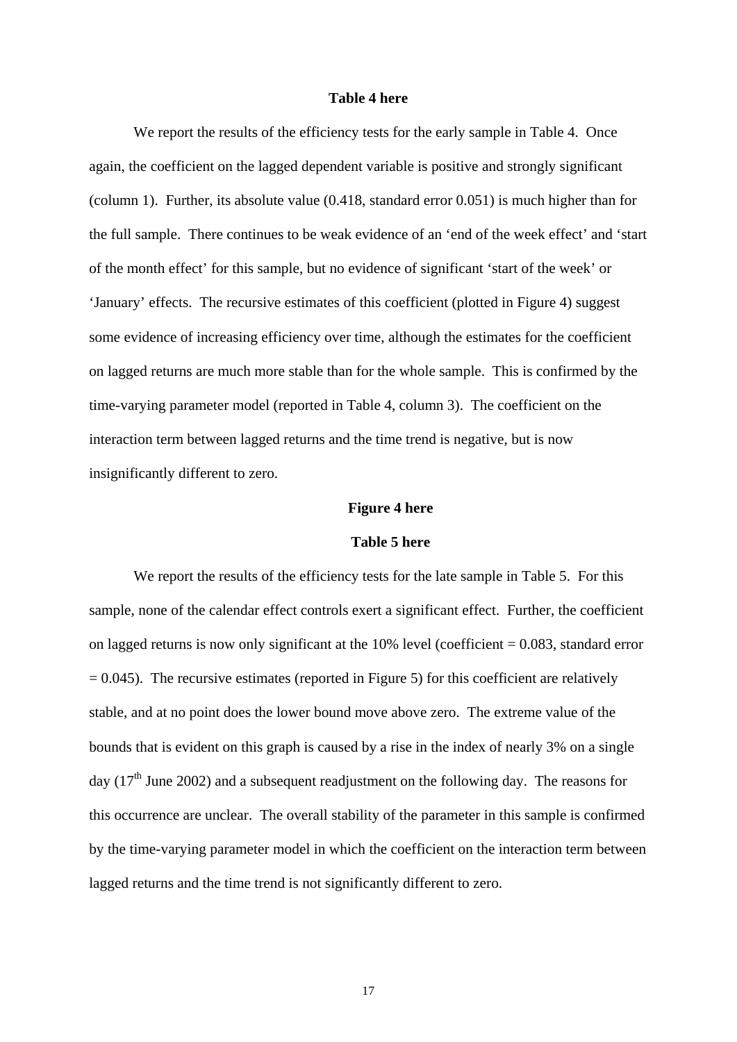**Table 4 here**

We report the results of the efficiency tests for the early sample in Table 4. Once again, the coefficient on the lagged dependent variable is positive and strongly significant (column 1). Further, its absolute value (0.418, standard error 0.051) is much higher than for the full sample. There continues to be weak evidence of an 'end of the week effect' and 'start of the month effect' for this sample, but no evidence of significant 'start of the week' or 'January' effects. The recursive estimates of this coefficient (plotted in Figure 4) suggest some evidence of increasing efficiency over time, although the estimates for the coefficient on lagged returns are much more stable than for the whole sample. This is confirmed by the time-varying parameter model (reported in Table 4, column 3). The coefficient on the interaction term between lagged returns and the time trend is negative, but is now insignificantly different to zero.

**Figure 4 here**

**Table 5 here**

We report the results of the efficiency tests for the late sample in Table 5. For this sample, none of the calendar effect controls exert a significant effect. Further, the coefficient on lagged returns is now only significant at the 10% level (coefficient = 0.083, standard error = 0.045). The recursive estimates (reported in Figure 5) for this coefficient are relatively stable, and at no point does the lower bound move above zero. The extreme value of the bounds that is evident on this graph is caused by a rise in the index of nearly 3% on a single day (17th June 2002) and a subsequent readjustment on the following day. The reasons for this occurrence are unclear. The overall stability of the parameter in this sample is confirmed by the time-varying parameter model in which the coefficient on the interaction term between lagged returns and the time trend is not significantly different to zero.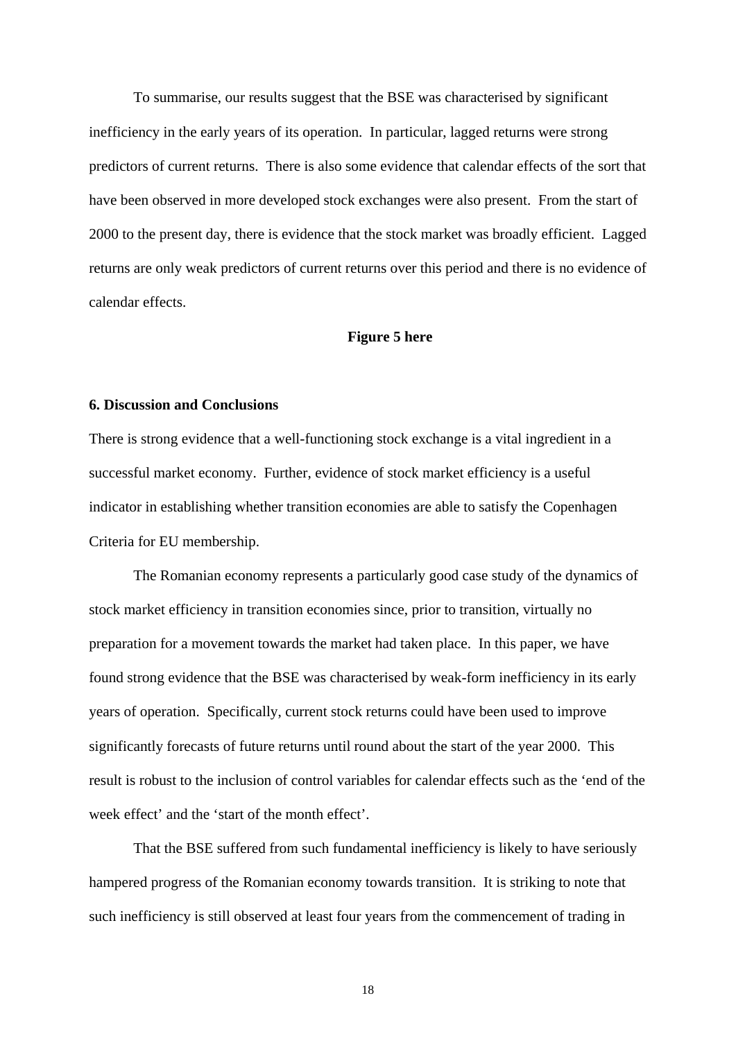To summarise, our results suggest that the BSE was characterised by significant inefficiency in the early years of its operation. In particular, lagged returns were strong predictors of current returns. There is also some evidence that calendar effects of the sort that have been observed in more developed stock exchanges were also present. From the start of 2000 to the present day, there is evidence that the stock market was broadly efficient. Lagged returns are only weak predictors of current returns over this period and there is no evidence of calendar effects.

**Figure 5 here**

## 6. Discussion and Conclusions

There is strong evidence that a well-functioning stock exchange is a vital ingredient in a successful market economy. Further, evidence of stock market efficiency is a useful indicator in establishing whether transition economies are able to satisfy the Copenhagen Criteria for EU membership.

The Romanian economy represents a particularly good case study of the dynamics of stock market efficiency in transition economies since, prior to transition, virtually no preparation for a movement towards the market had taken place. In this paper, we have found strong evidence that the BSE was characterised by weak-form inefficiency in its early years of operation. Specifically, current stock returns could have been used to improve significantly forecasts of future returns until round about the start of the year 2000. This result is robust to the inclusion of control variables for calendar effects such as the 'end of the week effect' and the 'start of the month effect'.

That the BSE suffered from such fundamental inefficiency is likely to have seriously hampered progress of the Romanian economy towards transition. It is striking to note that such inefficiency is still observed at least four years from the commencement of trading in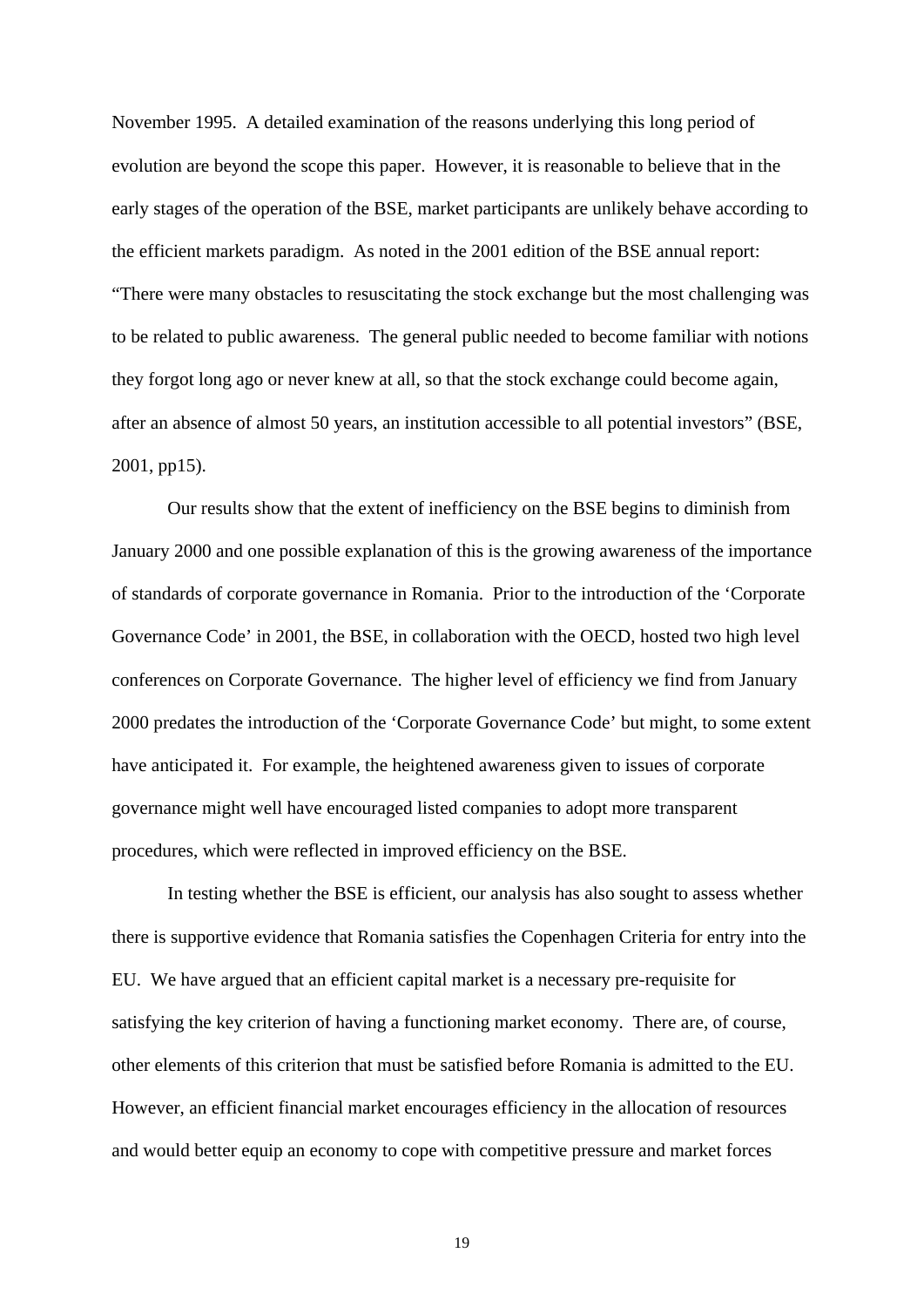November 1995. A detailed examination of the reasons underlying this long period of evolution are beyond the scope this paper. However, it is reasonable to believe that in the early stages of the operation of the BSE, market participants are unlikely behave according to the efficient markets paradigm. As noted in the 2001 edition of the BSE annual report: "There were many obstacles to resuscitating the stock exchange but the most challenging was to be related to public awareness. The general public needed to become familiar with notions they forgot long ago or never knew at all, so that the stock exchange could become again, after an absence of almost 50 years, an institution accessible to all potential investors" (BSE, 2001, pp15).

Our results show that the extent of inefficiency on the BSE begins to diminish from January 2000 and one possible explanation of this is the growing awareness of the importance of standards of corporate governance in Romania. Prior to the introduction of the 'Corporate Governance Code' in 2001, the BSE, in collaboration with the OECD, hosted two high level conferences on Corporate Governance. The higher level of efficiency we find from January 2000 predates the introduction of the 'Corporate Governance Code' but might, to some extent have anticipated it. For example, the heightened awareness given to issues of corporate governance might well have encouraged listed companies to adopt more transparent procedures, which were reflected in improved efficiency on the BSE.

In testing whether the BSE is efficient, our analysis has also sought to assess whether there is supportive evidence that Romania satisfies the Copenhagen Criteria for entry into the EU. We have argued that an efficient capital market is a necessary pre-requisite for satisfying the key criterion of having a functioning market economy. There are, of course, other elements of this criterion that must be satisfied before Romania is admitted to the EU. However, an efficient financial market encourages efficiency in the allocation of resources and would better equip an economy to cope with competitive pressure and market forces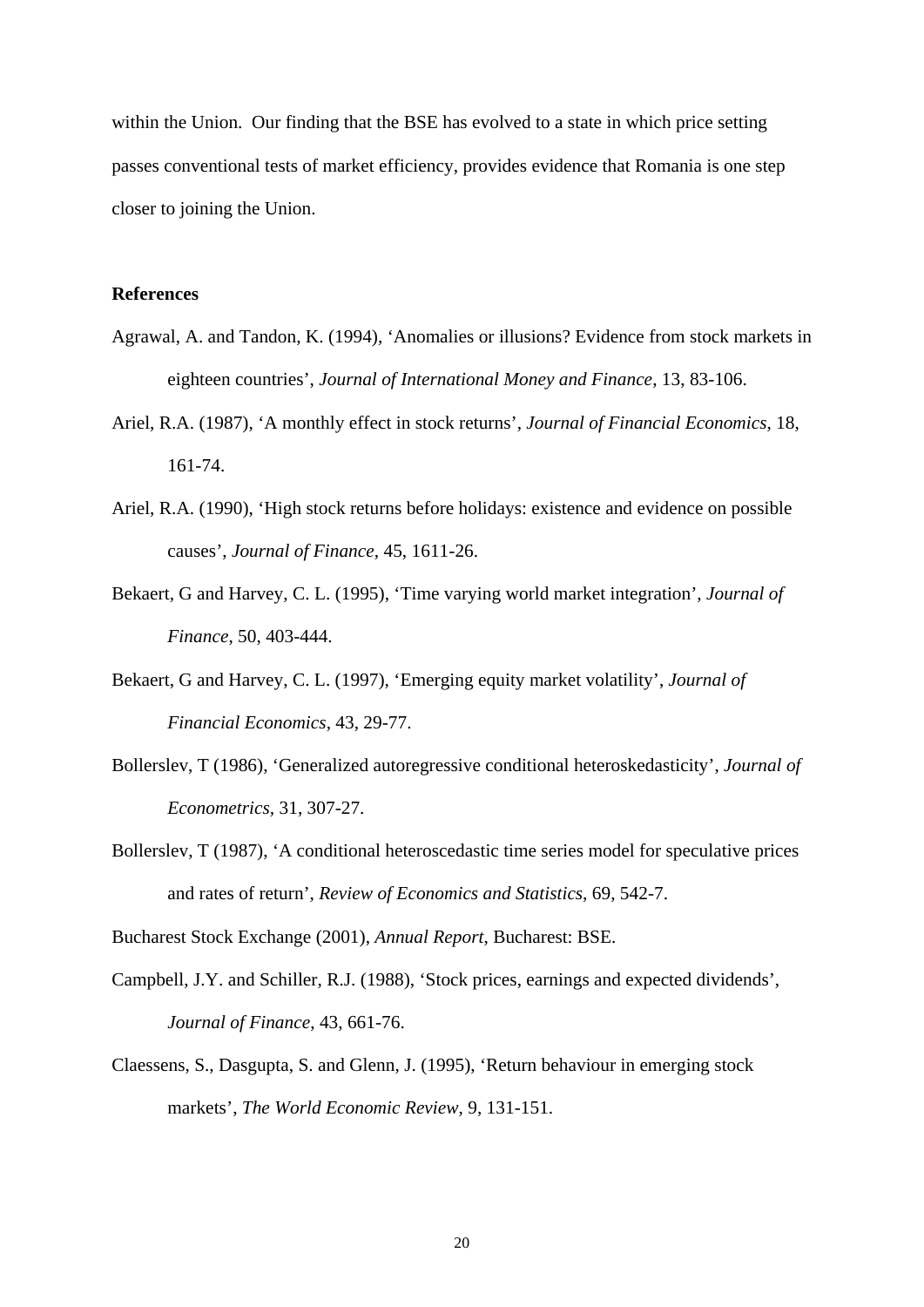within the Union. Our finding that the BSE has evolved to a state in which price setting passes conventional tests of market efficiency, provides evidence that Romania is one step closer to joining the Union.

**References**

Agrawal, A. and Tandon, K. (1994), 'Anomalies or illusions? Evidence from stock markets in eighteen countries', *Journal of International Money and Finance*, 13, 83-106.

Ariel, R.A. (1987), 'A monthly effect in stock returns', *Journal of Financial Economics*, 18, 161-74.

Ariel, R.A. (1990), 'High stock returns before holidays: existence and evidence on possible causes', *Journal of Finance*, 45, 1611-26.

Bekaert, G and Harvey, C. L. (1995), 'Time varying world market integration', *Journal of Finance*, 50, 403-444.

Bekaert, G and Harvey, C. L. (1997), 'Emerging equity market volatility', *Journal of Financial Economics*, 43, 29-77.

Bollerslev, T (1986), 'Generalized autoregressive conditional heteroskedasticity', *Journal of Econometrics*, 31, 307-27.

Bollerslev, T (1987), 'A conditional heteroscedastic time series model for speculative prices and rates of return', *Review of Economics and Statistics*, 69, 542-7.

Bucharest Stock Exchange (2001), *Annual Report*, Bucharest: BSE.

Campbell, J.Y. and Schiller, R.J. (1988), 'Stock prices, earnings and expected dividends', *Journal of Finance*, 43, 661-76.

Claessens, S., Dasgupta, S. and Glenn, J. (1995), 'Return behaviour in emerging stock markets', *The World Economic Review*, 9, 131-151.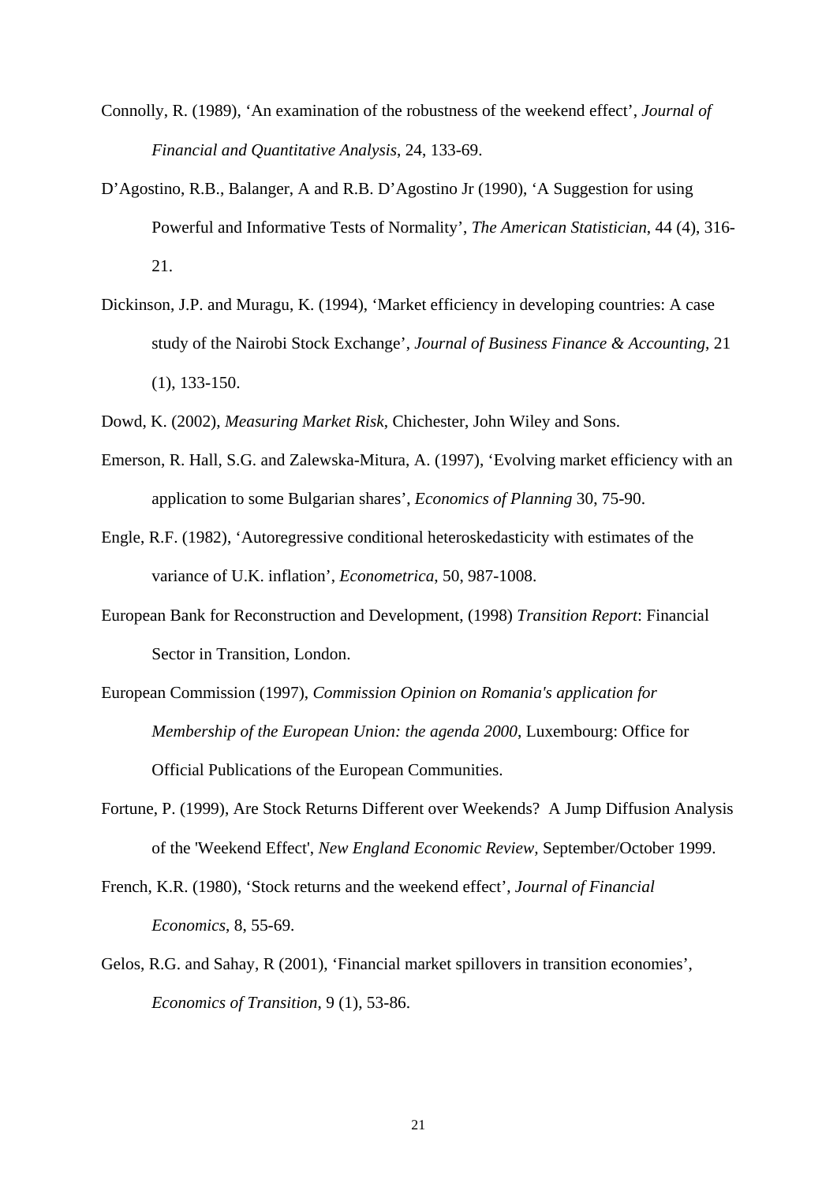Connolly, R. (1989), 'An examination of the robustness of the weekend effect', *Journal of Financial and Quantitative Analysis*, 24, 133-69.

D'Agostino, R.B., Balanger, A and R.B. D'Agostino Jr (1990), 'A Suggestion for using Powerful and Informative Tests of Normality', *The American Statistician*, 44 (4), 316-21.

Dickinson, J.P. and Muragu, K. (1994), 'Market efficiency in developing countries: A case study of the Nairobi Stock Exchange', *Journal of Business Finance & Accounting*, 21 (1), 133-150.

Dowd, K. (2002), *Measuring Market Risk*, Chichester, John Wiley and Sons.

Emerson, R. Hall, S.G. and Zalewska-Mitura, A. (1997), 'Evolving market efficiency with an application to some Bulgarian shares', *Economics of Planning* 30, 75-90.

Engle, R.F. (1982), 'Autoregressive conditional heteroskedasticity with estimates of the variance of U.K. inflation', *Econometrica*, 50, 987-1008.

European Bank for Reconstruction and Development, (1998) *Transition Report*: Financial Sector in Transition, London.

European Commission (1997), *Commission Opinion on Romania's application for Membership of the European Union: the agenda 2000*, Luxembourg: Office for Official Publications of the European Communities.

Fortune, P. (1999), Are Stock Returns Different over Weekends? A Jump Diffusion Analysis of the 'Weekend Effect', *New England Economic Review*, September/October 1999.

French, K.R. (1980), 'Stock returns and the weekend effect', *Journal of Financial Economics*, 8, 55-69.

Gelos, R.G. and Sahay, R (2001), 'Financial market spillovers in transition economies', *Economics of Transition*, 9 (1), 53-86.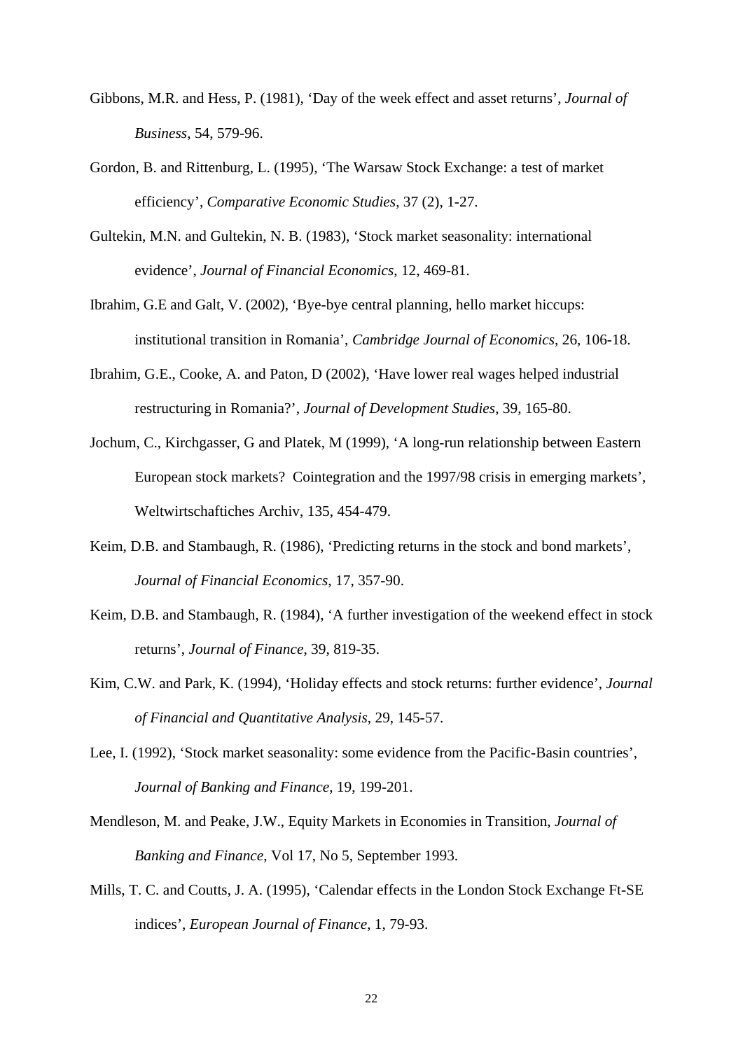Gibbons, M.R. and Hess, P. (1981), 'Day of the week effect and asset returns', *Journal of Business*, 54, 579-96.

Gordon, B. and Rittenburg, L. (1995), 'The Warsaw Stock Exchange: a test of market efficiency', *Comparative Economic Studies*, 37 (2), 1-27.

Gultekin, M.N. and Gultekin, N. B. (1983), 'Stock market seasonality: international evidence', *Journal of Financial Economics*, 12, 469-81.

Ibrahim, G.E and Galt, V. (2002), 'Bye-bye central planning, hello market hiccups: institutional transition in Romania', *Cambridge Journal of Economics*, 26, 106-18.

Ibrahim, G.E., Cooke, A. and Paton, D (2002), 'Have lower real wages helped industrial restructuring in Romania?', *Journal of Development Studies*, 39, 165-80.

Jochum, C., Kirchgasser, G and Platek, M (1999), 'A long-run relationship between Eastern European stock markets? Cointegration and the 1997/98 crisis in emerging markets', Weltwirtschaftiches Archiv, 135, 454-479.

Keim, D.B. and Stambaugh, R. (1986), 'Predicting returns in the stock and bond markets', *Journal of Financial Economics*, 17, 357-90.

Keim, D.B. and Stambaugh, R. (1984), 'A further investigation of the weekend effect in stock returns', *Journal of Finance*, 39, 819-35.

Kim, C.W. and Park, K. (1994), 'Holiday effects and stock returns: further evidence', *Journal of Financial and Quantitative Analysis*, 29, 145-57.

Lee, I. (1992), 'Stock market seasonality: some evidence from the Pacific-Basin countries', *Journal of Banking and Finance*, 19, 199-201.

Mendleson, M. and Peake, J.W., Equity Markets in Economies in Transition, *Journal of Banking and Finance*, Vol 17, No 5, September 1993.

Mills, T. C. and Coutts, J. A. (1995), 'Calendar effects in the London Stock Exchange Ft-SE indices', *European Journal of Finance*, 1, 79-93.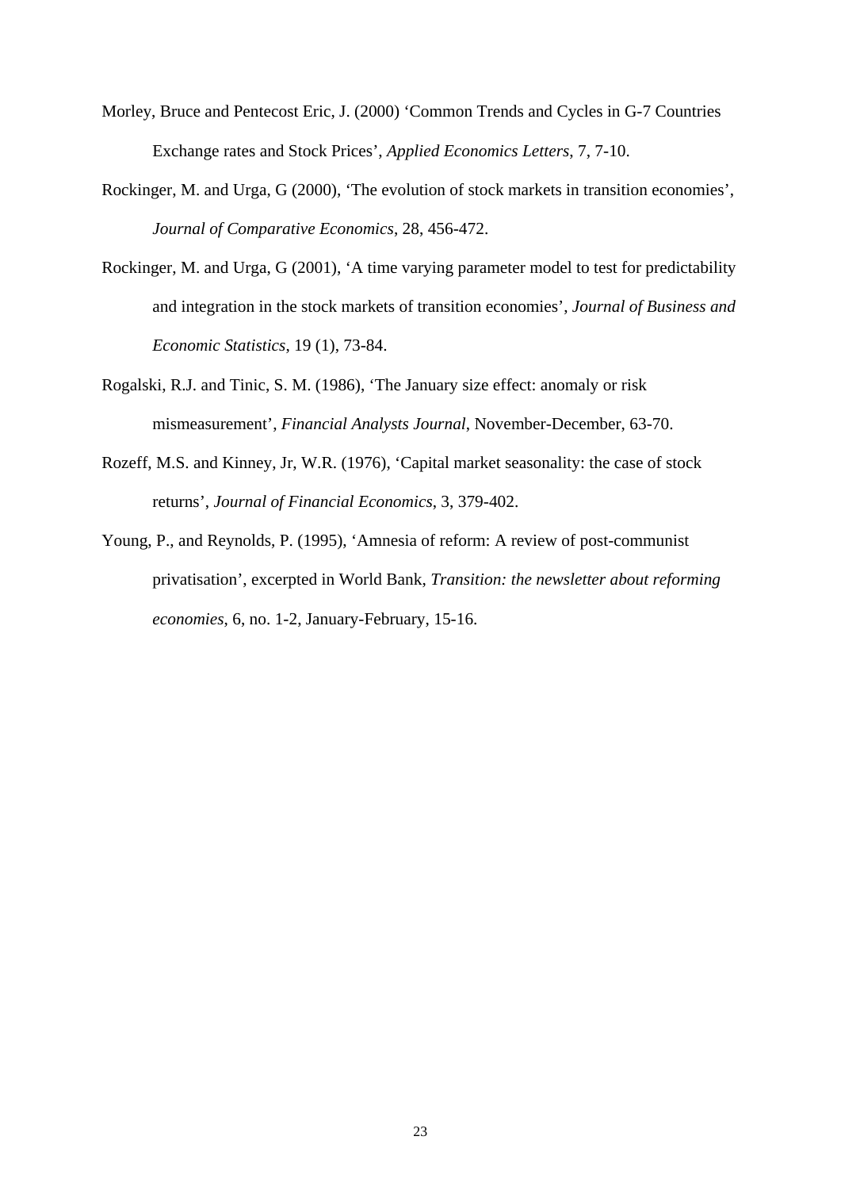Morley, Bruce and Pentecost Eric, J. (2000) 'Common Trends and Cycles in G-7 Countries Exchange rates and Stock Prices', *Applied Economics Letters*, 7, 7-10.

Rockinger, M. and Urga, G (2000), 'The evolution of stock markets in transition economies', *Journal of Comparative Economics*, 28, 456-472.

Rockinger, M. and Urga, G (2001), 'A time varying parameter model to test for predictability and integration in the stock markets of transition economies', *Journal of Business and Economic Statistics*, 19 (1), 73-84.

Rogalski, R.J. and Tinic, S. M. (1986), 'The January size effect: anomaly or risk mismeasurement', *Financial Analysts Journal*, November-December, 63-70.

Rozeff, M.S. and Kinney, Jr, W.R. (1976), 'Capital market seasonality: the case of stock returns', *Journal of Financial Economics*, 3, 379-402.

Young, P., and Reynolds, P. (1995), 'Amnesia of reform: A review of post-communist privatisation', excerpted in World Bank, *Transition: the newsletter about reforming economies*, 6, no. 1-2, January-February, 15-16.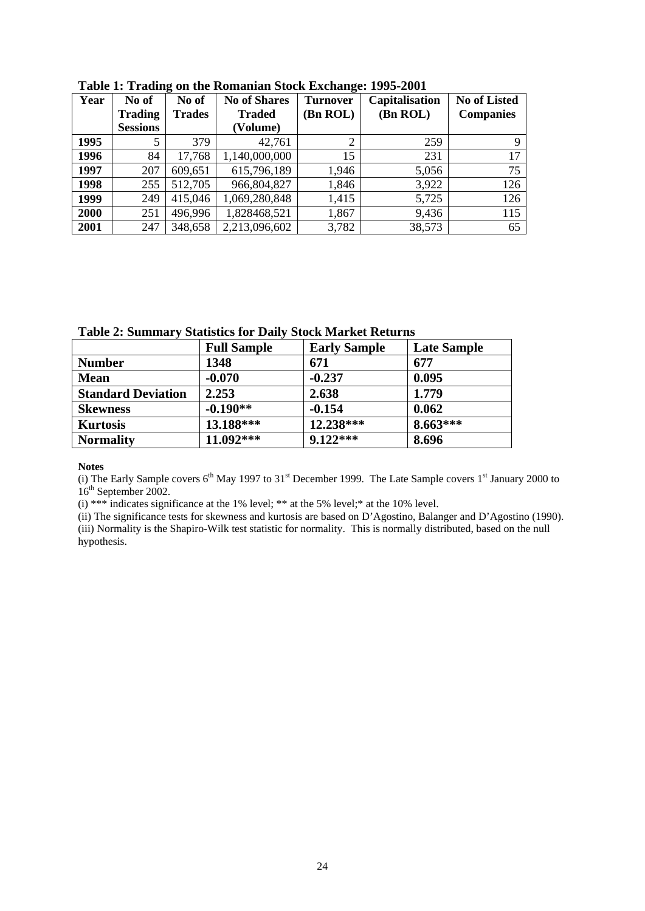**Table 1: Trading on the Romanian Stock Exchange: 1995-2001**

| Year | No of Trading Sessions | No of Trades | No of Shares Traded (Volume) | Turnover (Bn ROL) | Capitalisation (Bn ROL) | No of Listed Companies |
|---|---|---|---|---|---|---|
| **1995** | 5 | 379 | 42,761 | 2 | 259 | 9 |
| **1996** | 84 | 17,768 | 1,140,000,000 | 15 | 231 | 17 |
| **1997** | 207 | 609,651 | 615,796,189 | 1,946 | 5,056 | 75 |
| **1998** | 255 | 512,705 | 966,804,827 | 1,846 | 3,922 | 126 |
| **1999** | 249 | 415,046 | 1,069,280,848 | 1,415 | 5,725 | 126 |
| **2000** | 251 | 496,996 | 1,828468,521 | 1,867 | 9,436 | 115 |
| **2001** | 247 | 348,658 | 2,213,096,602 | 3,782 | 38,573 | 65 |

**Table 2: Summary Statistics for Daily Stock Market Returns**

| | Full Sample | Early Sample | Late Sample |
|---|---|---|---|
| **Number** | **1348** | **671** | **677** |
| **Mean** | **-0.070** | **-0.237** | **0.095** |
| **Standard Deviation** | **2.253** | **2.638** | **1.779** |
| **Skewness** | **-0.190\*\*** | **-0.154** | **0.062** |
| **Kurtosis** | **13.188\*\*\*** | **12.238\*\*\*** | **8.663\*\*\*** |
| **Normality** | **11.092\*\*\*** | **9.122\*\*\*** | **8.696** |

**Notes**

(i) The Early Sample covers 6th May 1997 to 31st December 1999. The Late Sample covers 1st January 2000 to 16th September 2002.

(i) *** indicates significance at the 1% level; ** at the 5% level;* at the 10% level.

(ii) The significance tests for skewness and kurtosis are based on D'Agostino, Balanger and D'Agostino (1990).

(iii) Normality is the Shapiro-Wilk test statistic for normality. This is normally distributed, based on the null hypothesis.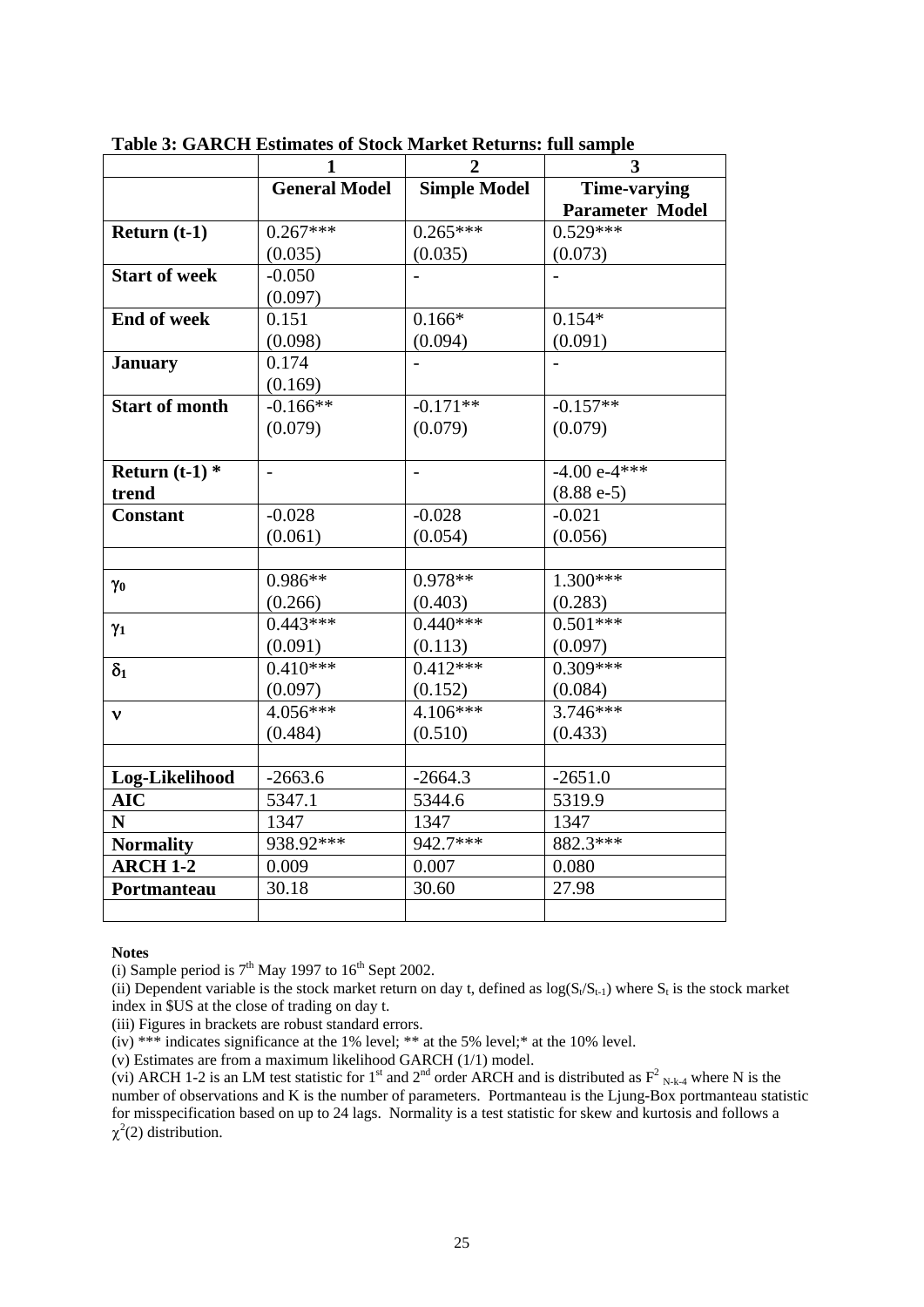**Table 3: GARCH Estimates of Stock Market Returns: full sample**

| | 1 | 2 | 3 |
|---|---|---|---|
| | **General Model** | **Simple Model** | **Time-varying Parameter Model** |
| **Return (t-1)** | 0.267***<br>(0.035) | 0.265***<br>(0.035) | 0.529***<br>(0.073) |
| **Start of week** | -0.050<br>(0.097) | - | - |
| **End of week** | 0.151<br>(0.098) | 0.166*<br>(0.094) | 0.154*<br>(0.091) |
| **January** | 0.174<br>(0.169) | - | - |
| **Start of month** | -0.166**<br>(0.079) | -0.171**<br>(0.079) | -0.157**<br>(0.079) |
| **Return (t-1) * trend** | - | - | -4.00 e-4***<br>(8.88 e-5) |
| **Constant** | -0.028<br>(0.061) | -0.028<br>(0.054) | -0.021<br>(0.056) |
| | | | |
| $\gamma_0$ | 0.986**<br>(0.266) | 0.978**<br>(0.403) | 1.300***<br>(0.283) |
| $\gamma_1$ | 0.443***<br>(0.091) | 0.440***<br>(0.113) | 0.501***<br>(0.097) |
| $\delta_1$ | 0.410***<br>(0.097) | 0.412***<br>(0.152) | 0.309***<br>(0.084) |
| $\nu$ | 4.056***<br>(0.484) | 4.106***<br>(0.510) | 3.746***<br>(0.433) |
| | | | |
| **Log-Likelihood** | -2663.6 | -2664.3 | -2651.0 |
| **AIC** | 5347.1 | 5344.6 | 5319.9 |
| **N** | 1347 | 1347 | 1347 |
| **Normality** | 938.92*** | 942.7*** | 882.3*** |
| **ARCH 1-2** | 0.009 | 0.007 | 0.080 |
| **Portmanteau** | 30.18 | 30.60 | 27.98 |

**Notes**

(i) Sample period is 7th May 1997 to 16th Sept 2002.

(ii) Dependent variable is the stock market return on day t, defined as $\log(S_t/S_{t-1})$ where $S_t$ is the stock market index in \$US at the close of trading on day t.

(iii) Figures in brackets are robust standard errors.

(iv) *** indicates significance at the 1% level; ** at the 5% level;* at the 10% level.

(v) Estimates are from a maximum likelihood GARCH (1/1) model.

(vi) ARCH 1-2 is an LM test statistic for 1st and 2nd order ARCH and is distributed as $F^2_{N-k-4}$ where N is the number of observations and K is the number of parameters. Portmanteau is the Ljung-Box portmanteau statistic for misspecification based on up to 24 lags. Normality is a test statistic for skew and kurtosis and follows a $\chi^2(2)$ distribution.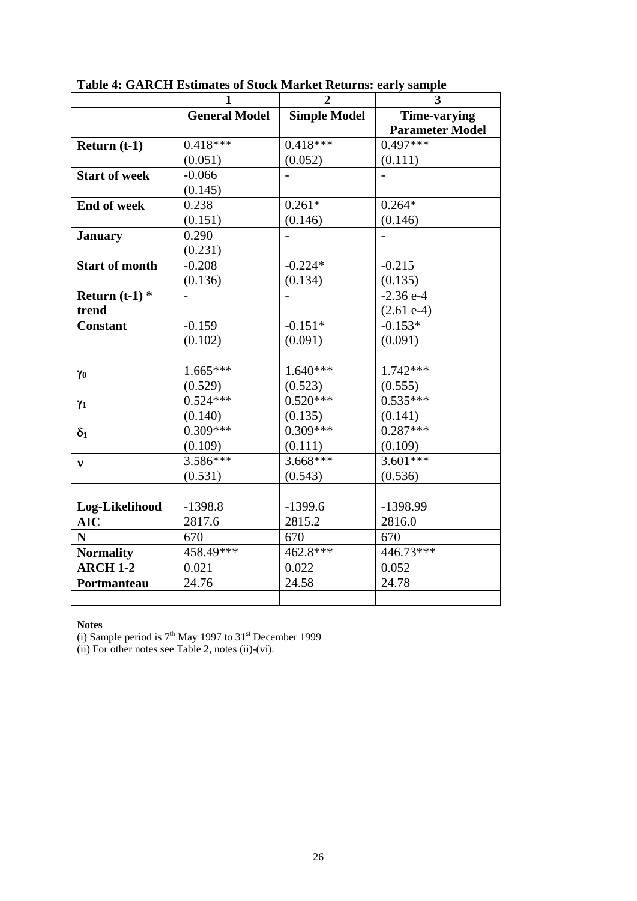**Table 4: GARCH Estimates of Stock Market Returns: early sample**

| | 1 | 2 | 3 |
|---|---|---|---|
| | **General Model** | **Simple Model** | **Time-varying Parameter Model** |
| **Return (t-1)** | 0.418*** | 0.418*** | 0.497*** |
| | (0.051) | (0.052) | (0.111) |
| **Start of week** | -0.066 | - | - |
| | (0.145) | | |
| **End of week** | 0.238 | 0.261* | 0.264* |
| | (0.151) | (0.146) | (0.146) |
| **January** | 0.290 | - | - |
| | (0.231) | | |
| **Start of month** | -0.208 | -0.224* | -0.215 |
| | (0.136) | (0.134) | (0.135) |
| **Return (t-1) * trend** | - | - | -2.36 e-4 |
| | | | (2.61 e-4) |
| **Constant** | -0.159 | -0.151* | -0.153* |
| | (0.102) | (0.091) | (0.091) |
| | | | |
| $\gamma_0$ | 1.665*** | 1.640*** | 1.742*** |
| | (0.529) | (0.523) | (0.555) |
| $\gamma_1$ | 0.524*** | 0.520*** | 0.535*** |
| | (0.140) | (0.135) | (0.141) |
| $\delta_1$ | 0.309*** | 0.309*** | 0.287*** |
| | (0.109) | (0.111) | (0.109) |
| $\nu$ | 3.586*** | 3.668*** | 3.601*** |
| | (0.531) | (0.543) | (0.536) |
| | | | |
| **Log-Likelihood** | -1398.8 | -1399.6 | -1398.99 |
| **AIC** | 2817.6 | 2815.2 | 2816.0 |
| **N** | 670 | 670 | 670 |
| **Normality** | 458.49*** | 462.8*** | 446.73*** |
| **ARCH 1-2** | 0.021 | 0.022 | 0.052 |
| **Portmanteau** | 24.76 | 24.58 | 24.78 |

**Notes**

(i) Sample period is 7th May 1997 to 31st December 1999

(ii) For other notes see Table 2, notes (ii)-(vi).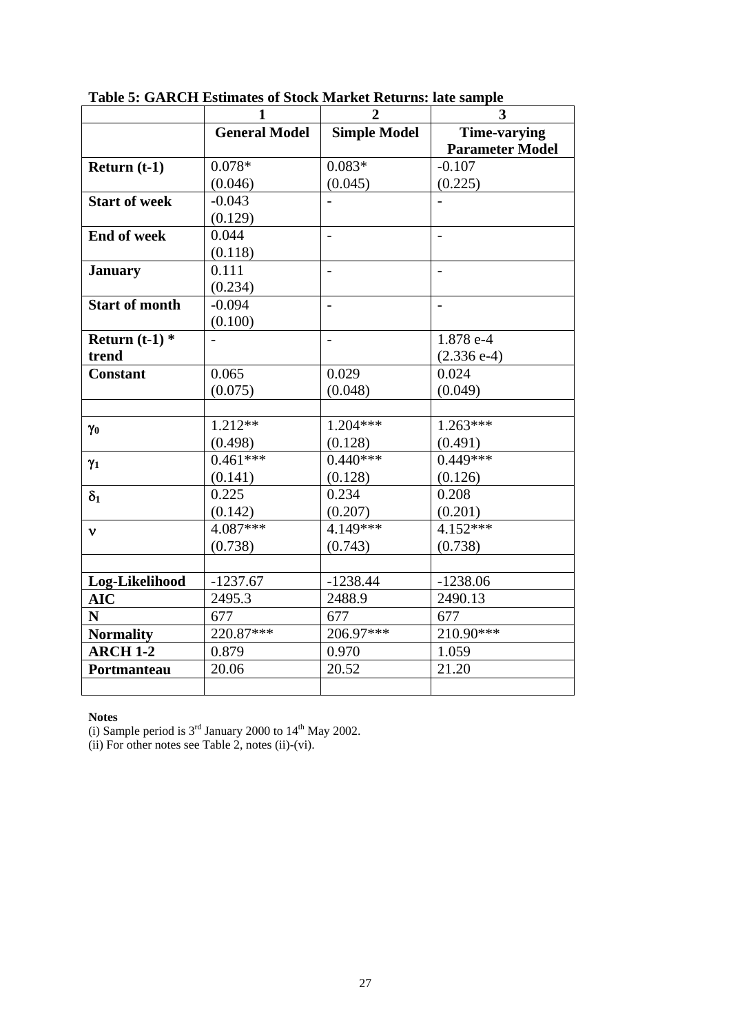**Table 5: GARCH Estimates of Stock Market Returns: late sample**

| | 1 | 2 | 3 |
|---|---|---|---|
| | **General Model** | **Simple Model** | **Time-varying Parameter Model** |
| **Return (t-1)** | 0.078* (0.046) | 0.083* (0.045) | -0.107 (0.225) |
| **Start of week** | -0.043 (0.129) | - | - |
| **End of week** | 0.044 (0.118) | - | - |
| **January** | 0.111 (0.234) | - | - |
| **Start of month** | -0.094 (0.100) | - | - |
| **Return (t-1) * trend** | - | - | 1.878 e-4 (2.336 e-4) |
| **Constant** | 0.065 (0.075) | 0.029 (0.048) | 0.024 (0.049) |
| | | | |
| $\gamma_0$ | 1.212** (0.498) | 1.204*** (0.128) | 1.263*** (0.491) |
| $\gamma_1$ | 0.461*** (0.141) | 0.440*** (0.128) | 0.449*** (0.126) |
| $\delta_1$ | 0.225 (0.142) | 0.234 (0.207) | 0.208 (0.201) |
| $\nu$ | 4.087*** (0.738) | 4.149*** (0.743) | 4.152*** (0.738) |
| | | | |
| **Log-Likelihood** | -1237.67 | -1238.44 | -1238.06 |
| **AIC** | 2495.3 | 2488.9 | 2490.13 |
| **N** | 677 | 677 | 677 |
| **Normality** | 220.87*** | 206.97*** | 210.90*** |
| **ARCH 1-2** | 0.879 | 0.970 | 1.059 |
| **Portmanteau** | 20.06 | 20.52 | 21.20 |

**Notes**

(i) Sample period is 3rd January 2000 to 14th May 2002.

(ii) For other notes see Table 2, notes (ii)-(vi).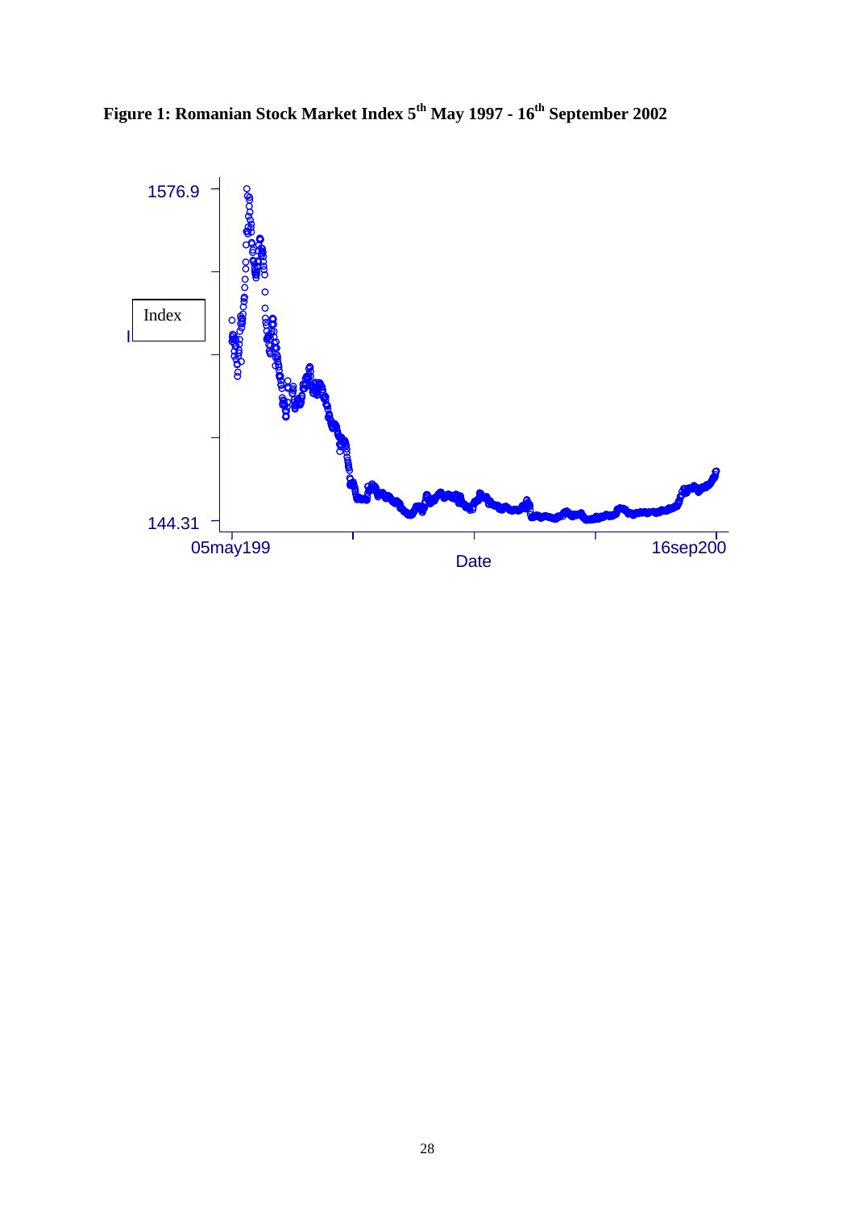**Figure 1: Romanian Stock Market Index 5$^{th}$ May 1997 - 16$^{th}$ September 2002**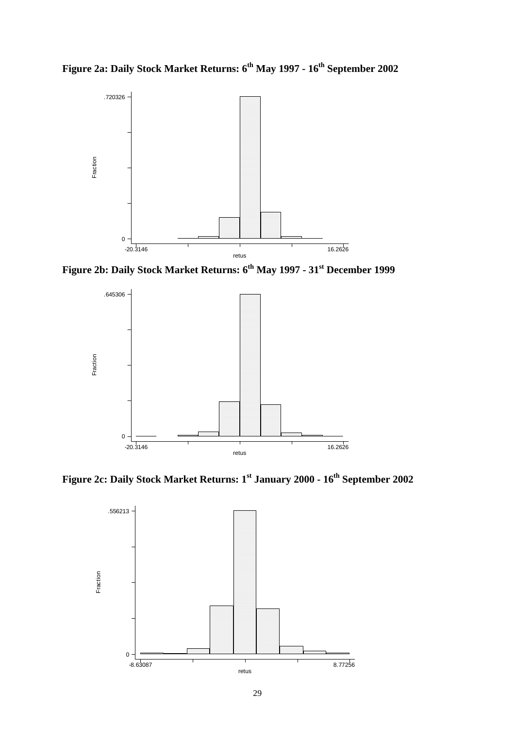**Figure 2a: Daily Stock Market Returns: 6th May 1997 - 16th September 2002**

**Figure 2b: Daily Stock Market Returns: 6th May 1997 - 31st December 1999**

**Figure 2c: Daily Stock Market Returns: 1st January 2000 - 16th September 2002**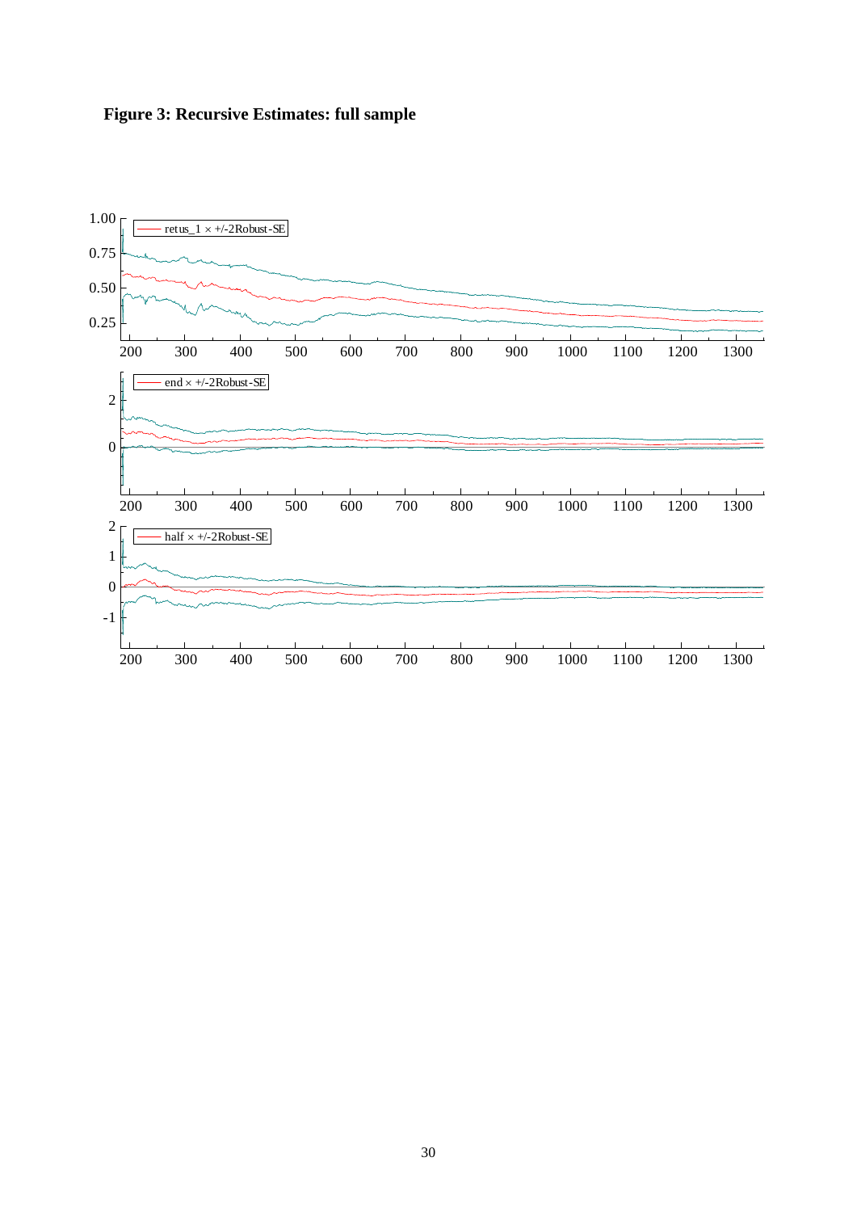**Figure 3: Recursive Estimates: full sample**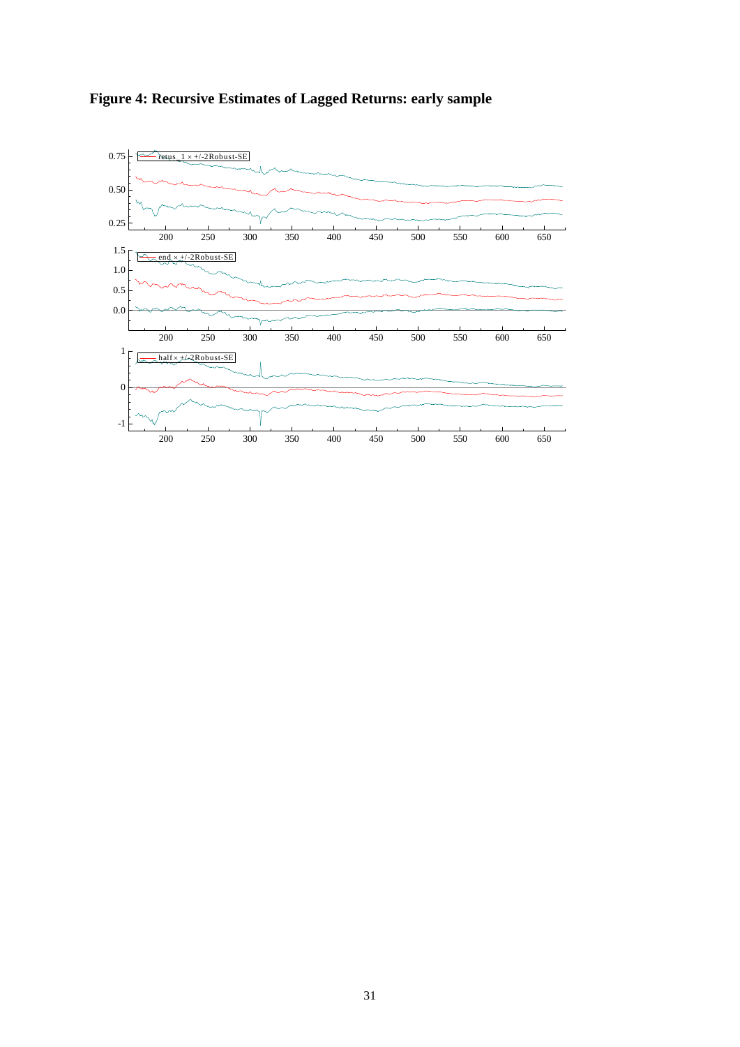**Figure 4: Recursive Estimates of Lagged Returns: early sample**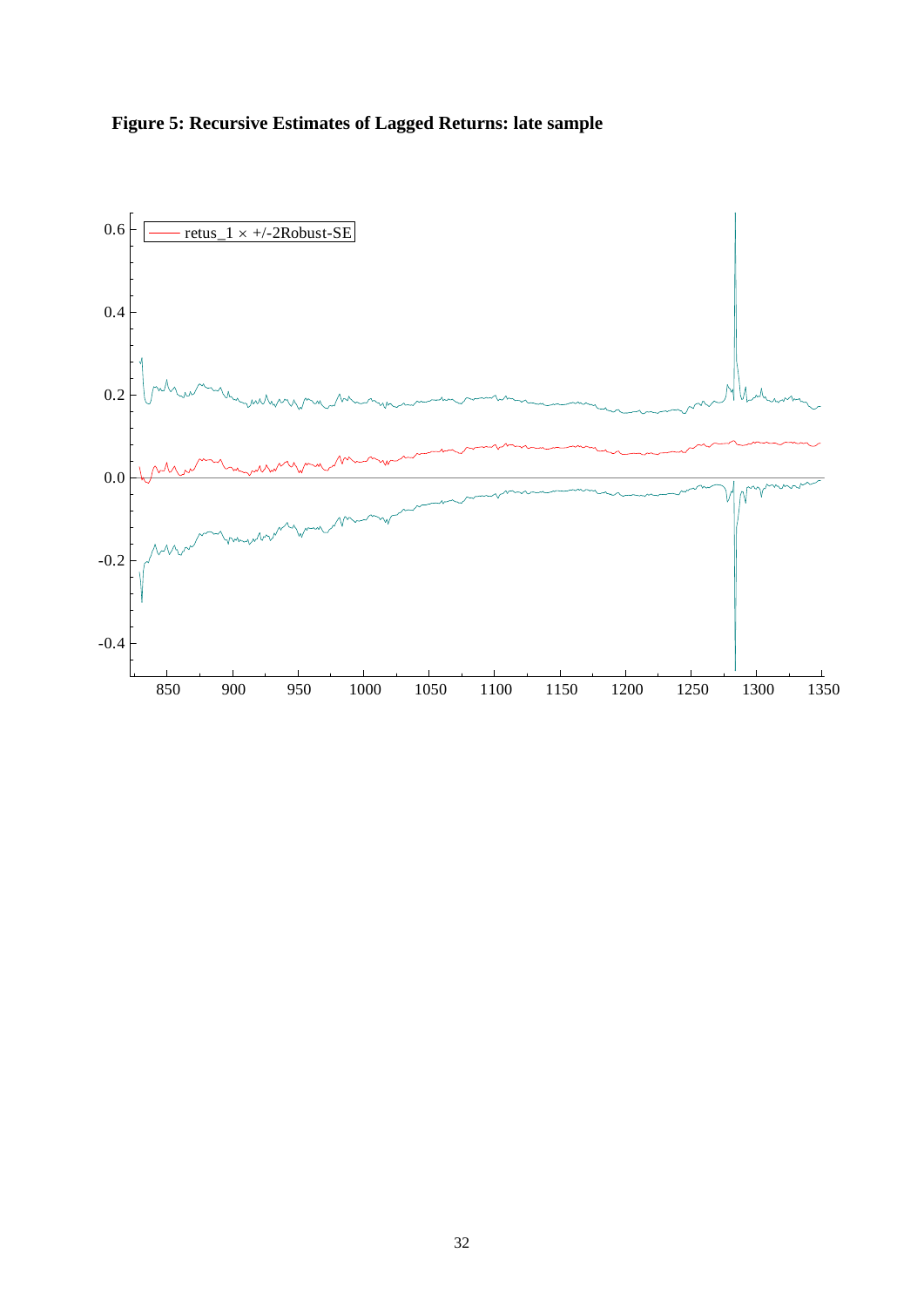**Figure 5: Recursive Estimates of Lagged Returns: late sample**

retus_1 × +/-2Robust-SE

0.6
0.4
0.2
0.0
-0.2
-0.4

850 900 950 1000 1050 1100 1150 1200 1250 1300 1350